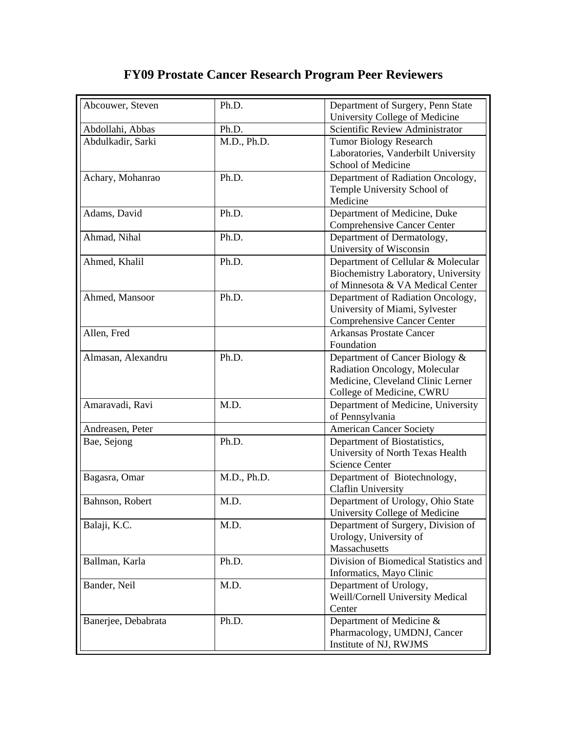# FY09 Prostate Cancer Research Program Peer Reviewers

| | | |
|---|---|---|
| Abcouwer, Steven | Ph.D. | Department of Surgery, Penn State University College of Medicine |
| Abdollahi, Abbas | Ph.D. | Scientific Review Administrator |
| Abdulkadir, Sarki | M.D., Ph.D. | Tumor Biology Research Laboratories, Vanderbilt University School of Medicine |
| Achary, Mohanrao | Ph.D. | Department of Radiation Oncology, Temple University School of Medicine |
| Adams, David | Ph.D. | Department of Medicine, Duke Comprehensive Cancer Center |
| Ahmad, Nihal | Ph.D. | Department of Dermatology, University of Wisconsin |
| Ahmed, Khalil | Ph.D. | Department of Cellular & Molecular Biochemistry Laboratory, University of Minnesota & VA Medical Center |
| Ahmed, Mansoor | Ph.D. | Department of Radiation Oncology, University of Miami, Sylvester Comprehensive Cancer Center |
| Allen, Fred | | Arkansas Prostate Cancer Foundation |
| Almasan, Alexandru | Ph.D. | Department of Cancer Biology & Radiation Oncology, Molecular Medicine, Cleveland Clinic Lerner College of Medicine, CWRU |
| Amaravadi, Ravi | M.D. | Department of Medicine, University of Pennsylvania |
| Andreasen, Peter | | American Cancer Society |
| Bae, Sejong | Ph.D. | Department of Biostatistics, University of North Texas Health Science Center |
| Bagasra, Omar | M.D., Ph.D. | Department of Biotechnology, Claflin University |
| Bahnson, Robert | M.D. | Department of Urology, Ohio State University College of Medicine |
| Balaji, K.C. | M.D. | Department of Surgery, Division of Urology, University of Massachusetts |
| Ballman, Karla | Ph.D. | Division of Biomedical Statistics and Informatics, Mayo Clinic |
| Bander, Neil | M.D. | Department of Urology, Weill/Cornell University Medical Center |
| Banerjee, Debabrata | Ph.D. | Department of Medicine & Pharmacology, UMDNJ, Cancer Institute of NJ, RWJMS |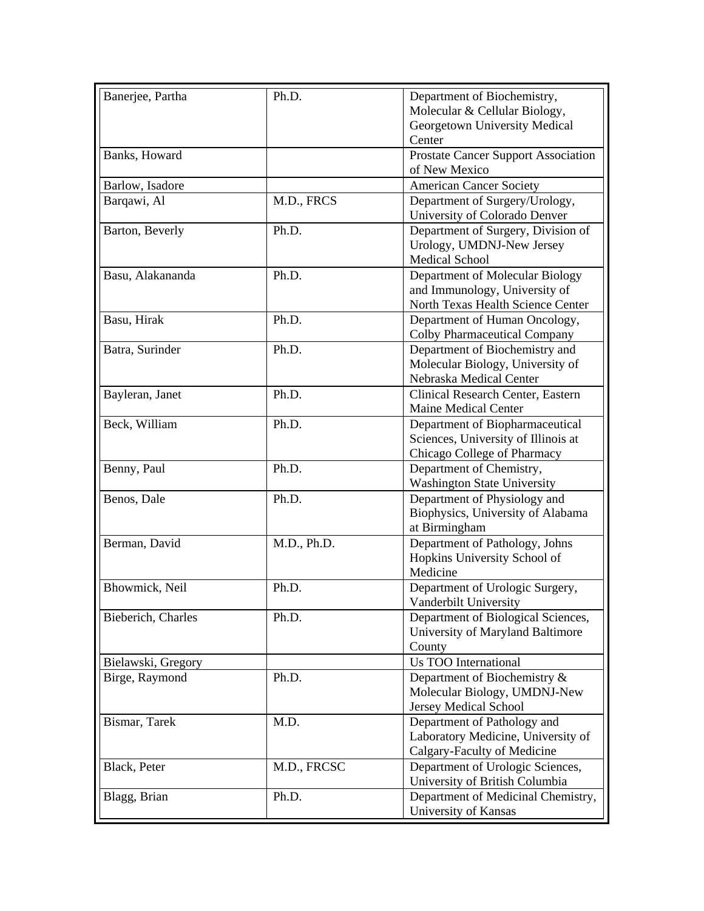| Banerjee, Partha | Ph.D. | Department of Biochemistry, Molecular & Cellular Biology, Georgetown University Medical Center |
|---|---|---|
| Banks, Howard | | Prostate Cancer Support Association of New Mexico |
| Barlow, Isadore | | American Cancer Society |
| Barqawi, Al | M.D., FRCS | Department of Surgery/Urology, University of Colorado Denver |
| Barton, Beverly | Ph.D. | Department of Surgery, Division of Urology, UMDNJ-New Jersey Medical School |
| Basu, Alakananda | Ph.D. | Department of Molecular Biology and Immunology, University of North Texas Health Science Center |
| Basu, Hirak | Ph.D. | Department of Human Oncology, Colby Pharmaceutical Company |
| Batra, Surinder | Ph.D. | Department of Biochemistry and Molecular Biology, University of Nebraska Medical Center |
| Bayleran, Janet | Ph.D. | Clinical Research Center, Eastern Maine Medical Center |
| Beck, William | Ph.D. | Department of Biopharmaceutical Sciences, University of Illinois at Chicago College of Pharmacy |
| Benny, Paul | Ph.D. | Department of Chemistry, Washington State University |
| Benos, Dale | Ph.D. | Department of Physiology and Biophysics, University of Alabama at Birmingham |
| Berman, David | M.D., Ph.D. | Department of Pathology, Johns Hopkins University School of Medicine |
| Bhowmick, Neil | Ph.D. | Department of Urologic Surgery, Vanderbilt University |
| Bieberich, Charles | Ph.D. | Department of Biological Sciences, University of Maryland Baltimore County |
| Bielawski, Gregory | | Us TOO International |
| Birge, Raymond | Ph.D. | Department of Biochemistry & Molecular Biology, UMDNJ-New Jersey Medical School |
| Bismar, Tarek | M.D. | Department of Pathology and Laboratory Medicine, University of Calgary-Faculty of Medicine |
| Black, Peter | M.D., FRCSC | Department of Urologic Sciences, University of British Columbia |
| Blagg, Brian | Ph.D. | Department of Medicinal Chemistry, University of Kansas |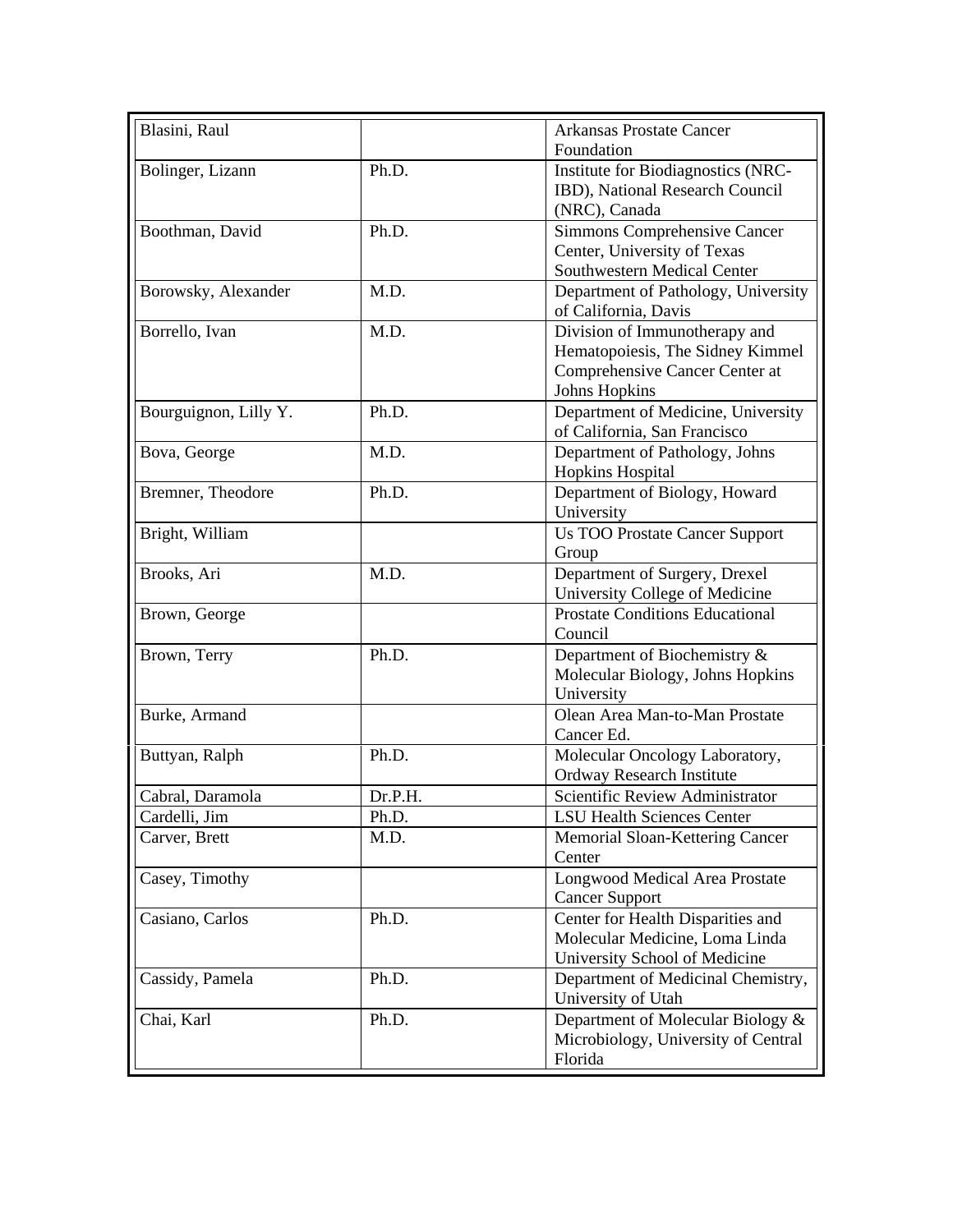| | | |
|---|---|---|
| Blasini, Raul | | Arkansas Prostate Cancer Foundation |
| Bolinger, Lizann | Ph.D. | Institute for Biodiagnostics (NRC-IBD), National Research Council (NRC), Canada |
| Boothman, David | Ph.D. | Simmons Comprehensive Cancer Center, University of Texas Southwestern Medical Center |
| Borowsky, Alexander | M.D. | Department of Pathology, University of California, Davis |
| Borrello, Ivan | M.D. | Division of Immunotherapy and Hematopoiesis, The Sidney Kimmel Comprehensive Cancer Center at Johns Hopkins |
| Bourguignon, Lilly Y. | Ph.D. | Department of Medicine, University of California, San Francisco |
| Bova, George | M.D. | Department of Pathology, Johns Hopkins Hospital |
| Bremner, Theodore | Ph.D. | Department of Biology, Howard University |
| Bright, William | | Us TOO Prostate Cancer Support Group |
| Brooks, Ari | M.D. | Department of Surgery, Drexel University College of Medicine |
| Brown, George | | Prostate Conditions Educational Council |
| Brown, Terry | Ph.D. | Department of Biochemistry & Molecular Biology, Johns Hopkins University |
| Burke, Armand | | Olean Area Man-to-Man Prostate Cancer Ed. |
| Buttyan, Ralph | Ph.D. | Molecular Oncology Laboratory, Ordway Research Institute |
| Cabral, Daramola | Dr.P.H. | Scientific Review Administrator |
| Cardelli, Jim | Ph.D. | LSU Health Sciences Center |
| Carver, Brett | M.D. | Memorial Sloan-Kettering Cancer Center |
| Casey, Timothy | | Longwood Medical Area Prostate Cancer Support |
| Casiano, Carlos | Ph.D. | Center for Health Disparities and Molecular Medicine, Loma Linda University School of Medicine |
| Cassidy, Pamela | Ph.D. | Department of Medicinal Chemistry, University of Utah |
| Chai, Karl | Ph.D. | Department of Molecular Biology & Microbiology, University of Central Florida |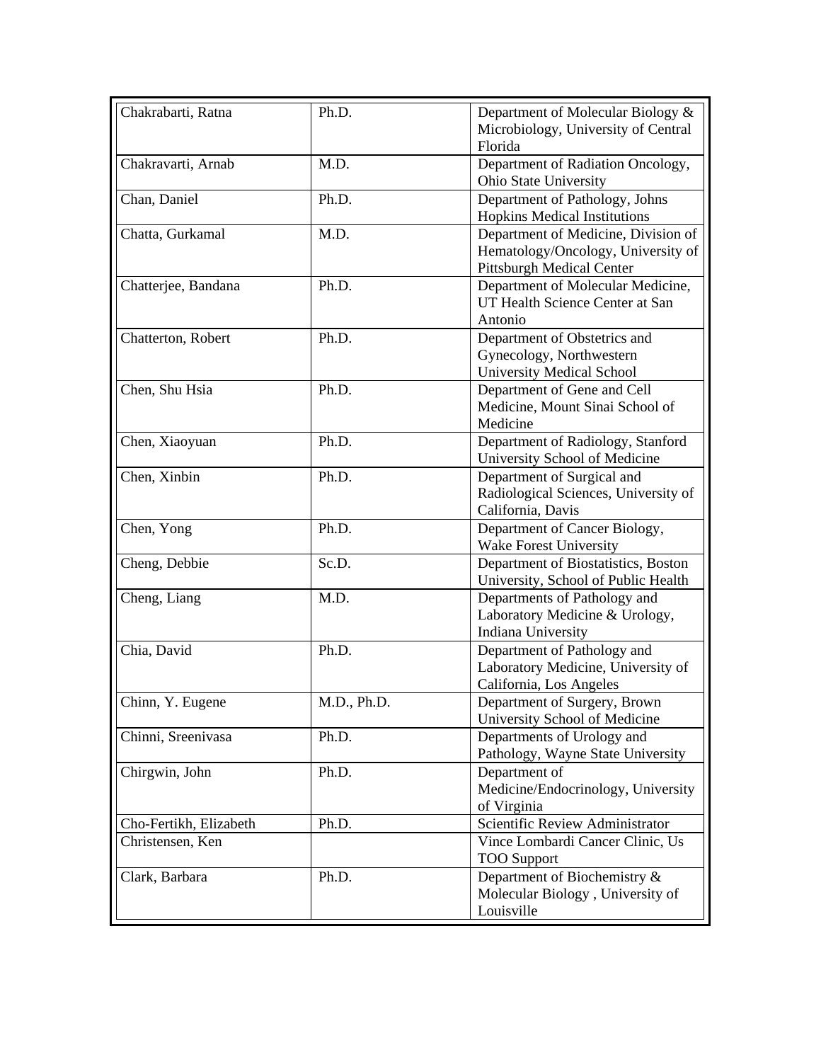| Chakrabarti, Ratna | Ph.D. | Department of Molecular Biology & Microbiology, University of Central Florida |
|---|---|---|
| Chakravarti, Arnab | M.D. | Department of Radiation Oncology, Ohio State University |
| Chan, Daniel | Ph.D. | Department of Pathology, Johns Hopkins Medical Institutions |
| Chatta, Gurkamal | M.D. | Department of Medicine, Division of Hematology/Oncology, University of Pittsburgh Medical Center |
| Chatterjee, Bandana | Ph.D. | Department of Molecular Medicine, UT Health Science Center at San Antonio |
| Chatterton, Robert | Ph.D. | Department of Obstetrics and Gynecology, Northwestern University Medical School |
| Chen, Shu Hsia | Ph.D. | Department of Gene and Cell Medicine, Mount Sinai School of Medicine |
| Chen, Xiaoyuan | Ph.D. | Department of Radiology, Stanford University School of Medicine |
| Chen, Xinbin | Ph.D. | Department of Surgical and Radiological Sciences, University of California, Davis |
| Chen, Yong | Ph.D. | Department of Cancer Biology, Wake Forest University |
| Cheng, Debbie | Sc.D. | Department of Biostatistics, Boston University, School of Public Health |
| Cheng, Liang | M.D. | Departments of Pathology and Laboratory Medicine & Urology, Indiana University |
| Chia, David | Ph.D. | Department of Pathology and Laboratory Medicine, University of California, Los Angeles |
| Chinn, Y. Eugene | M.D., Ph.D. | Department of Surgery, Brown University School of Medicine |
| Chinni, Sreenivasa | Ph.D. | Departments of Urology and Pathology, Wayne State University |
| Chirgwin, John | Ph.D. | Department of Medicine/Endocrinology, University of Virginia |
| Cho-Fertikh, Elizabeth | Ph.D. | Scientific Review Administrator |
| Christensen, Ken | | Vince Lombardi Cancer Clinic, Us TOO Support |
| Clark, Barbara | Ph.D. | Department of Biochemistry & Molecular Biology , University of Louisville |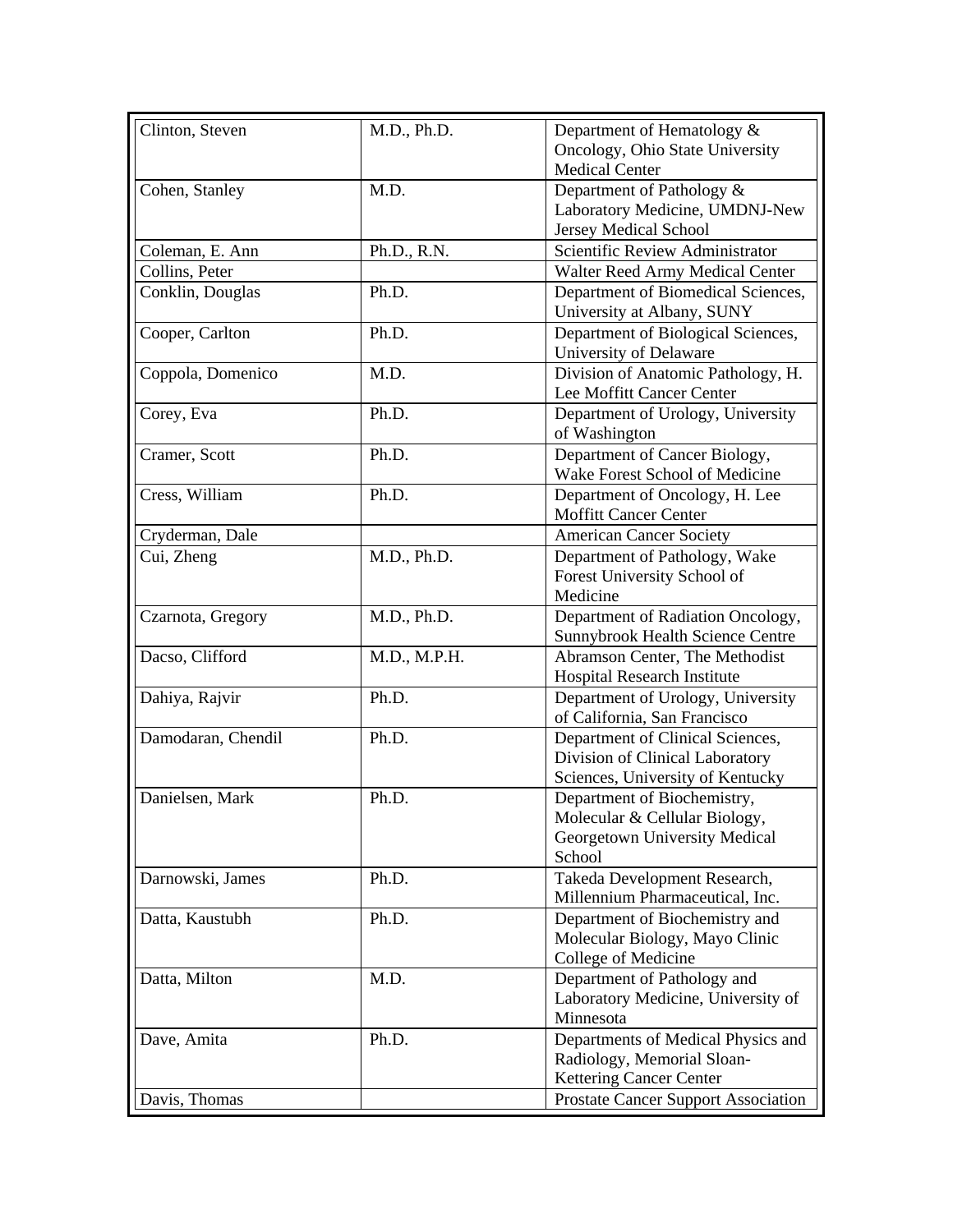| | | |
|---|---|---|
| Clinton, Steven | M.D., Ph.D. | Department of Hematology & Oncology, Ohio State University Medical Center |
| Cohen, Stanley | M.D. | Department of Pathology & Laboratory Medicine, UMDNJ-New Jersey Medical School |
| Coleman, E. Ann | Ph.D., R.N. | Scientific Review Administrator |
| Collins, Peter | | Walter Reed Army Medical Center |
| Conklin, Douglas | Ph.D. | Department of Biomedical Sciences, University at Albany, SUNY |
| Cooper, Carlton | Ph.D. | Department of Biological Sciences, University of Delaware |
| Coppola, Domenico | M.D. | Division of Anatomic Pathology, H. Lee Moffitt Cancer Center |
| Corey, Eva | Ph.D. | Department of Urology, University of Washington |
| Cramer, Scott | Ph.D. | Department of Cancer Biology, Wake Forest School of Medicine |
| Cress, William | Ph.D. | Department of Oncology, H. Lee Moffitt Cancer Center |
| Cryderman, Dale | | American Cancer Society |
| Cui, Zheng | M.D., Ph.D. | Department of Pathology, Wake Forest University School of Medicine |
| Czarnota, Gregory | M.D., Ph.D. | Department of Radiation Oncology, Sunnybrook Health Science Centre |
| Dacso, Clifford | M.D., M.P.H. | Abramson Center, The Methodist Hospital Research Institute |
| Dahiya, Rajvir | Ph.D. | Department of Urology, University of California, San Francisco |
| Damodaran, Chendil | Ph.D. | Department of Clinical Sciences, Division of Clinical Laboratory Sciences, University of Kentucky |
| Danielsen, Mark | Ph.D. | Department of Biochemistry, Molecular & Cellular Biology, Georgetown University Medical School |
| Darnowski, James | Ph.D. | Takeda Development Research, Millennium Pharmaceutical, Inc. |
| Datta, Kaustubh | Ph.D. | Department of Biochemistry and Molecular Biology, Mayo Clinic College of Medicine |
| Datta, Milton | M.D. | Department of Pathology and Laboratory Medicine, University of Minnesota |
| Dave, Amita | Ph.D. | Departments of Medical Physics and Radiology, Memorial Sloan-Kettering Cancer Center |
| Davis, Thomas | | Prostate Cancer Support Association |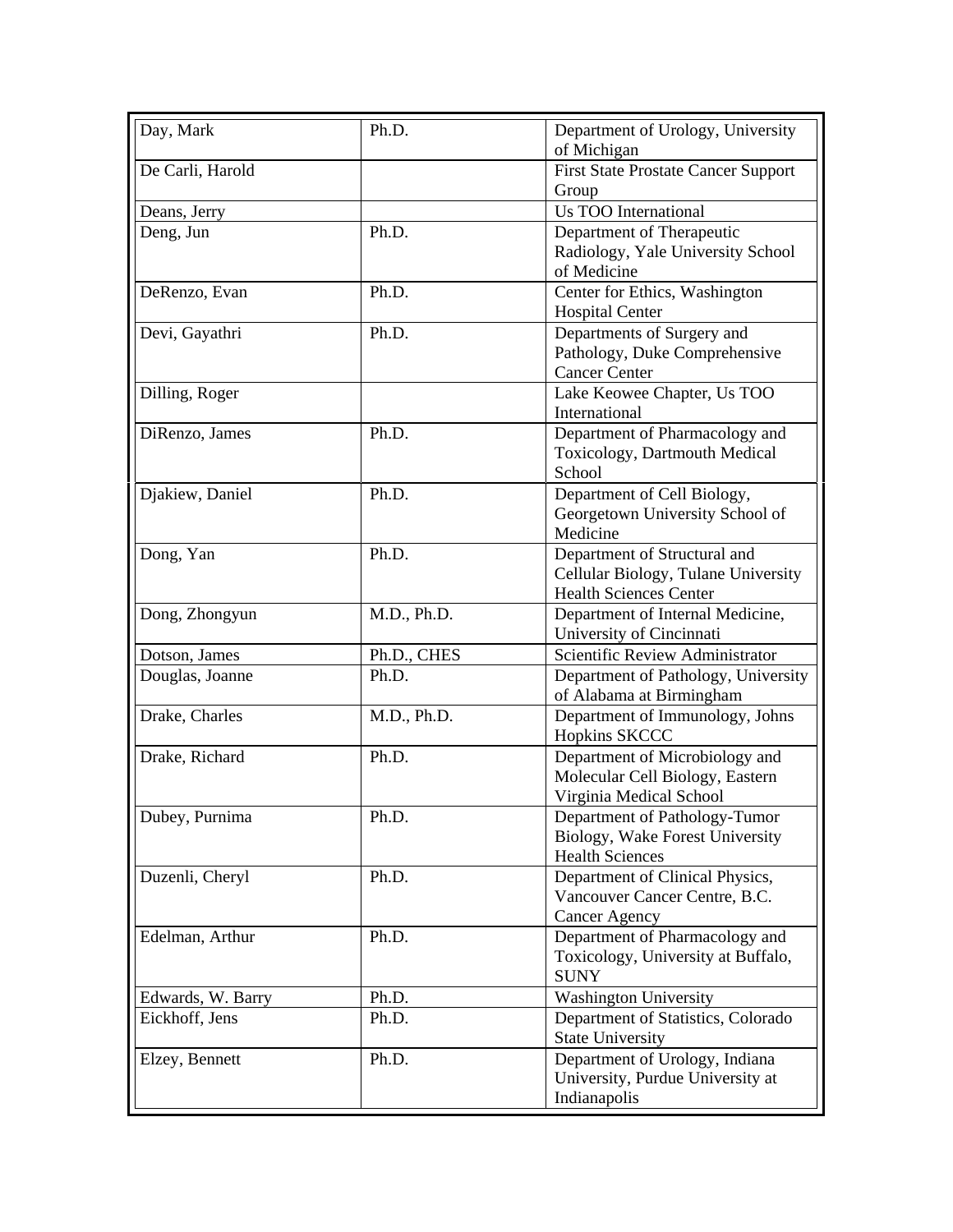| Day, Mark | Ph.D. | Department of Urology, University of Michigan |
|---|---|---|
| De Carli, Harold | | First State Prostate Cancer Support Group |
| Deans, Jerry | | Us TOO International |
| Deng, Jun | Ph.D. | Department of Therapeutic Radiology, Yale University School of Medicine |
| DeRenzo, Evan | Ph.D. | Center for Ethics, Washington Hospital Center |
| Devi, Gayathri | Ph.D. | Departments of Surgery and Pathology, Duke Comprehensive Cancer Center |
| Dilling, Roger | | Lake Keowee Chapter, Us TOO International |
| DiRenzo, James | Ph.D. | Department of Pharmacology and Toxicology, Dartmouth Medical School |
| Djakiew, Daniel | Ph.D. | Department of Cell Biology, Georgetown University School of Medicine |
| Dong, Yan | Ph.D. | Department of Structural and Cellular Biology, Tulane University Health Sciences Center |
| Dong, Zhongyun | M.D., Ph.D. | Department of Internal Medicine, University of Cincinnati |
| Dotson, James | Ph.D., CHES | Scientific Review Administrator |
| Douglas, Joanne | Ph.D. | Department of Pathology, University of Alabama at Birmingham |
| Drake, Charles | M.D., Ph.D. | Department of Immunology, Johns Hopkins SKCCC |
| Drake, Richard | Ph.D. | Department of Microbiology and Molecular Cell Biology, Eastern Virginia Medical School |
| Dubey, Purnima | Ph.D. | Department of Pathology-Tumor Biology, Wake Forest University Health Sciences |
| Duzenli, Cheryl | Ph.D. | Department of Clinical Physics, Vancouver Cancer Centre, B.C. Cancer Agency |
| Edelman, Arthur | Ph.D. | Department of Pharmacology and Toxicology, University at Buffalo, SUNY |
| Edwards, W. Barry | Ph.D. | Washington University |
| Eickhoff, Jens | Ph.D. | Department of Statistics, Colorado State University |
| Elzey, Bennett | Ph.D. | Department of Urology, Indiana University, Purdue University at Indianapolis |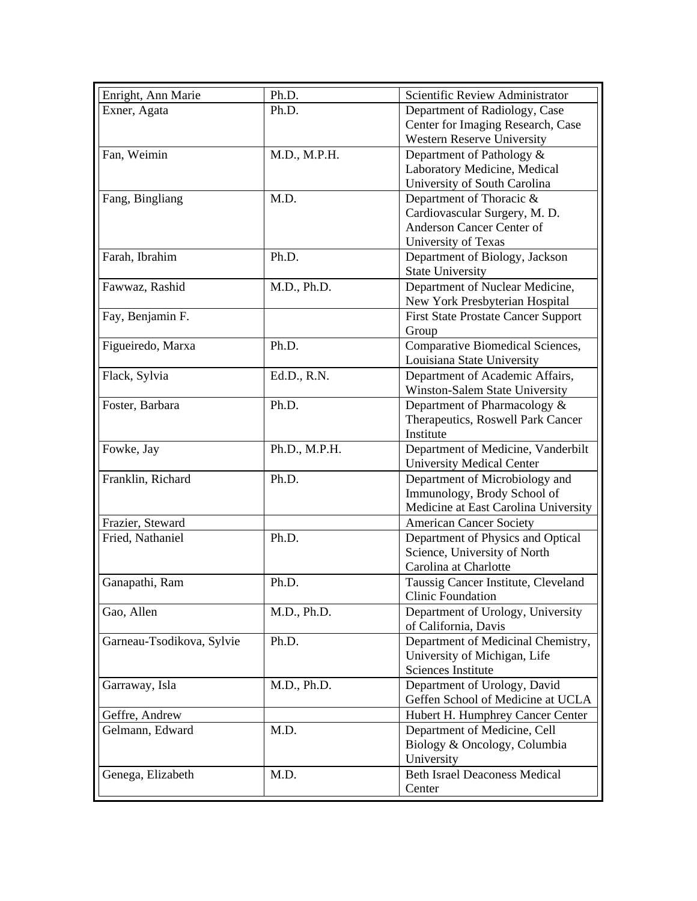| | | |
|---|---|---|
| Enright, Ann Marie | Ph.D. | Scientific Review Administrator |
| Exner, Agata | Ph.D. | Department of Radiology, Case Center for Imaging Research, Case Western Reserve University |
| Fan, Weimin | M.D., M.P.H. | Department of Pathology & Laboratory Medicine, Medical University of South Carolina |
| Fang, Bingliang | M.D. | Department of Thoracic & Cardiovascular Surgery, M. D. Anderson Cancer Center of University of Texas |
| Farah, Ibrahim | Ph.D. | Department of Biology, Jackson State University |
| Fawwaz, Rashid | M.D., Ph.D. | Department of Nuclear Medicine, New York Presbyterian Hospital |
| Fay, Benjamin F. | | First State Prostate Cancer Support Group |
| Figueiredo, Marxa | Ph.D. | Comparative Biomedical Sciences, Louisiana State University |
| Flack, Sylvia | Ed.D., R.N. | Department of Academic Affairs, Winston-Salem State University |
| Foster, Barbara | Ph.D. | Department of Pharmacology & Therapeutics, Roswell Park Cancer Institute |
| Fowke, Jay | Ph.D., M.P.H. | Department of Medicine, Vanderbilt University Medical Center |
| Franklin, Richard | Ph.D. | Department of Microbiology and Immunology, Brody School of Medicine at East Carolina University |
| Frazier, Steward | | American Cancer Society |
| Fried, Nathaniel | Ph.D. | Department of Physics and Optical Science, University of North Carolina at Charlotte |
| Ganapathi, Ram | Ph.D. | Taussig Cancer Institute, Cleveland Clinic Foundation |
| Gao, Allen | M.D., Ph.D. | Department of Urology, University of California, Davis |
| Garneau-Tsodikova, Sylvie | Ph.D. | Department of Medicinal Chemistry, University of Michigan, Life Sciences Institute |
| Garraway, Isla | M.D., Ph.D. | Department of Urology, David Geffen School of Medicine at UCLA |
| Geffre, Andrew | | Hubert H. Humphrey Cancer Center |
| Gelmann, Edward | M.D. | Department of Medicine, Cell Biology & Oncology, Columbia University |
| Genega, Elizabeth | M.D. | Beth Israel Deaconess Medical Center |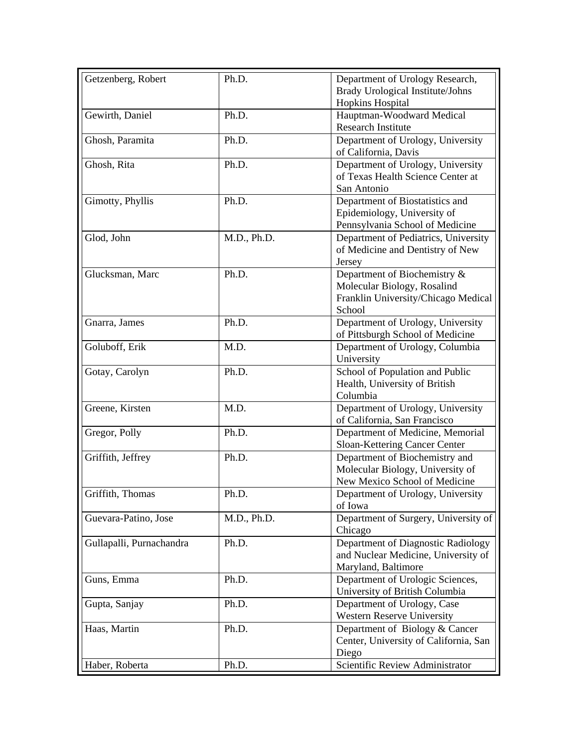| | | |
|---|---|---|
| Getzenberg, Robert | Ph.D. | Department of Urology Research, Brady Urological Institute/Johns Hopkins Hospital |
| Gewirth, Daniel | Ph.D. | Hauptman-Woodward Medical Research Institute |
| Ghosh, Paramita | Ph.D. | Department of Urology, University of California, Davis |
| Ghosh, Rita | Ph.D. | Department of Urology, University of Texas Health Science Center at San Antonio |
| Gimotty, Phyllis | Ph.D. | Department of Biostatistics and Epidemiology, University of Pennsylvania School of Medicine |
| Glod, John | M.D., Ph.D. | Department of Pediatrics, University of Medicine and Dentistry of New Jersey |
| Glucksman, Marc | Ph.D. | Department of Biochemistry & Molecular Biology, Rosalind Franklin University/Chicago Medical School |
| Gnarra, James | Ph.D. | Department of Urology, University of Pittsburgh School of Medicine |
| Goluboff, Erik | M.D. | Department of Urology, Columbia University |
| Gotay, Carolyn | Ph.D. | School of Population and Public Health, University of British Columbia |
| Greene, Kirsten | M.D. | Department of Urology, University of California, San Francisco |
| Gregor, Polly | Ph.D. | Department of Medicine, Memorial Sloan-Kettering Cancer Center |
| Griffith, Jeffrey | Ph.D. | Department of Biochemistry and Molecular Biology, University of New Mexico School of Medicine |
| Griffith, Thomas | Ph.D. | Department of Urology, University of Iowa |
| Guevara-Patino, Jose | M.D., Ph.D. | Department of Surgery, University of Chicago |
| Gullapalli, Purnachandra | Ph.D. | Department of Diagnostic Radiology and Nuclear Medicine, University of Maryland, Baltimore |
| Guns, Emma | Ph.D. | Department of Urologic Sciences, University of British Columbia |
| Gupta, Sanjay | Ph.D. | Department of Urology, Case Western Reserve University |
| Haas, Martin | Ph.D. | Department of Biology & Cancer Center, University of California, San Diego |
| Haber, Roberta | Ph.D. | Scientific Review Administrator |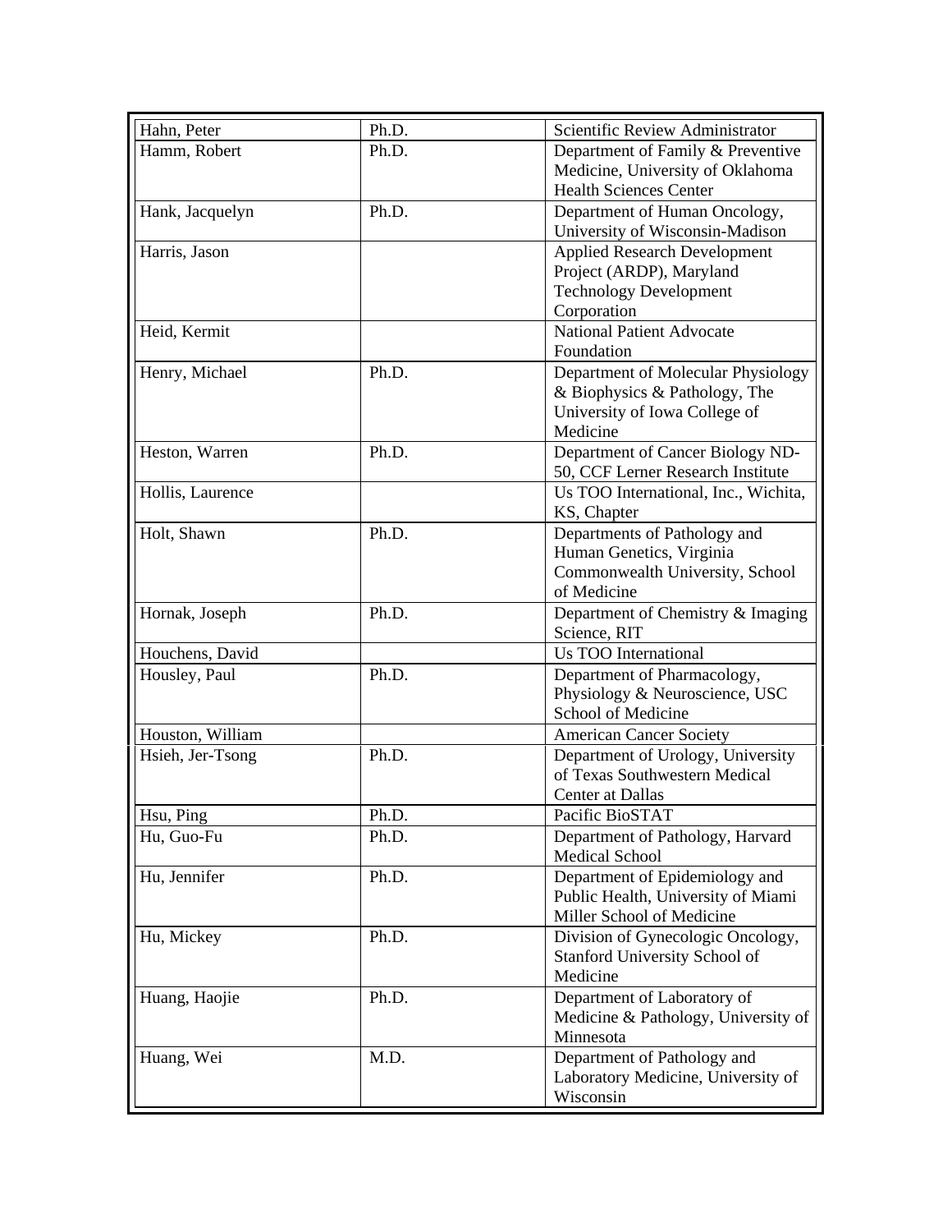| | | |
|---|---|---|
| Hahn, Peter | Ph.D. | Scientific Review Administrator |
| Hamm, Robert | Ph.D. | Department of Family & Preventive Medicine, University of Oklahoma Health Sciences Center |
| Hank, Jacquelyn | Ph.D. | Department of Human Oncology, University of Wisconsin-Madison |
| Harris, Jason | | Applied Research Development Project (ARDP), Maryland Technology Development Corporation |
| Heid, Kermit | | National Patient Advocate Foundation |
| Henry, Michael | Ph.D. | Department of Molecular Physiology & Biophysics & Pathology, The University of Iowa College of Medicine |
| Heston, Warren | Ph.D. | Department of Cancer Biology ND-50, CCF Lerner Research Institute |
| Hollis, Laurence | | Us TOO International, Inc., Wichita, KS, Chapter |
| Holt, Shawn | Ph.D. | Departments of Pathology and Human Genetics, Virginia Commonwealth University, School of Medicine |
| Hornak, Joseph | Ph.D. | Department of Chemistry & Imaging Science, RIT |
| Houchens, David | | Us TOO International |
| Housley, Paul | Ph.D. | Department of Pharmacology, Physiology & Neuroscience, USC School of Medicine |
| Houston, William | | American Cancer Society |
| Hsieh, Jer-Tsong | Ph.D. | Department of Urology, University of Texas Southwestern Medical Center at Dallas |
| Hsu, Ping | Ph.D. | Pacific BioSTAT |
| Hu, Guo-Fu | Ph.D. | Department of Pathology, Harvard Medical School |
| Hu, Jennifer | Ph.D. | Department of Epidemiology and Public Health, University of Miami Miller School of Medicine |
| Hu, Mickey | Ph.D. | Division of Gynecologic Oncology, Stanford University School of Medicine |
| Huang, Haojie | Ph.D. | Department of Laboratory of Medicine & Pathology, University of Minnesota |
| Huang, Wei | M.D. | Department of Pathology and Laboratory Medicine, University of Wisconsin |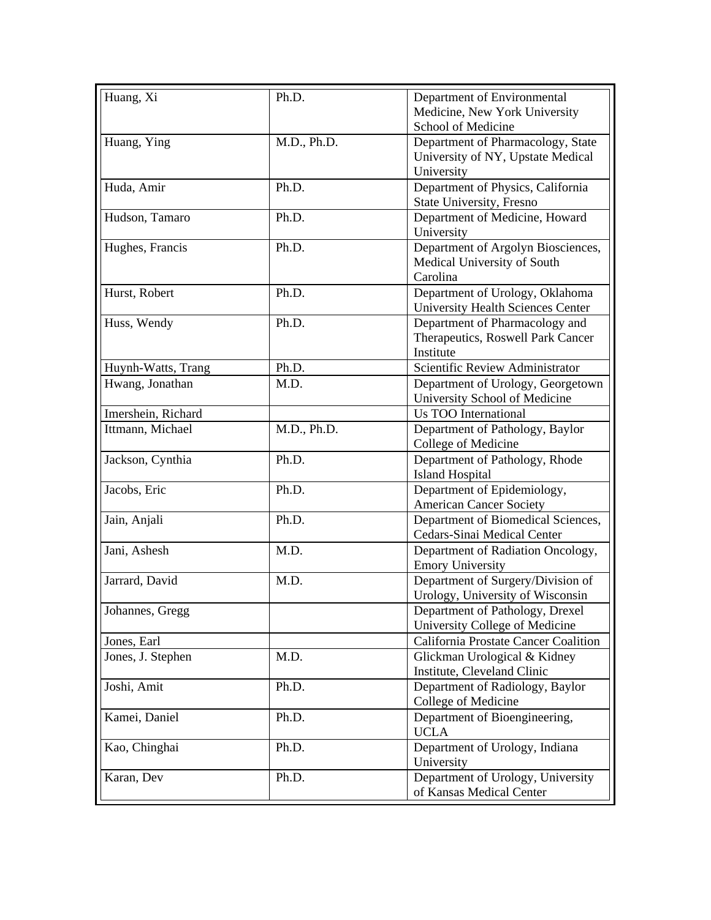| Huang, Xi | Ph.D. | Department of Environmental Medicine, New York University School of Medicine |
|---|---|---|
| Huang, Ying | M.D., Ph.D. | Department of Pharmacology, State University of NY, Upstate Medical University |
| Huda, Amir | Ph.D. | Department of Physics, California State University, Fresno |
| Hudson, Tamaro | Ph.D. | Department of Medicine, Howard University |
| Hughes, Francis | Ph.D. | Department of Argolyn Biosciences, Medical University of South Carolina |
| Hurst, Robert | Ph.D. | Department of Urology, Oklahoma University Health Sciences Center |
| Huss, Wendy | Ph.D. | Department of Pharmacology and Therapeutics, Roswell Park Cancer Institute |
| Huynh-Watts, Trang | Ph.D. | Scientific Review Administrator |
| Hwang, Jonathan | M.D. | Department of Urology, Georgetown University School of Medicine |
| Imershein, Richard | | Us TOO International |
| Ittmann, Michael | M.D., Ph.D. | Department of Pathology, Baylor College of Medicine |
| Jackson, Cynthia | Ph.D. | Department of Pathology, Rhode Island Hospital |
| Jacobs, Eric | Ph.D. | Department of Epidemiology, American Cancer Society |
| Jain, Anjali | Ph.D. | Department of Biomedical Sciences, Cedars-Sinai Medical Center |
| Jani, Ashesh | M.D. | Department of Radiation Oncology, Emory University |
| Jarrard, David | M.D. | Department of Surgery/Division of Urology, University of Wisconsin |
| Johannes, Gregg | | Department of Pathology, Drexel University College of Medicine |
| Jones, Earl | | California Prostate Cancer Coalition |
| Jones, J. Stephen | M.D. | Glickman Urological & Kidney Institute, Cleveland Clinic |
| Joshi, Amit | Ph.D. | Department of Radiology, Baylor College of Medicine |
| Kamei, Daniel | Ph.D. | Department of Bioengineering, UCLA |
| Kao, Chinghai | Ph.D. | Department of Urology, Indiana University |
| Karan, Dev | Ph.D. | Department of Urology, University of Kansas Medical Center |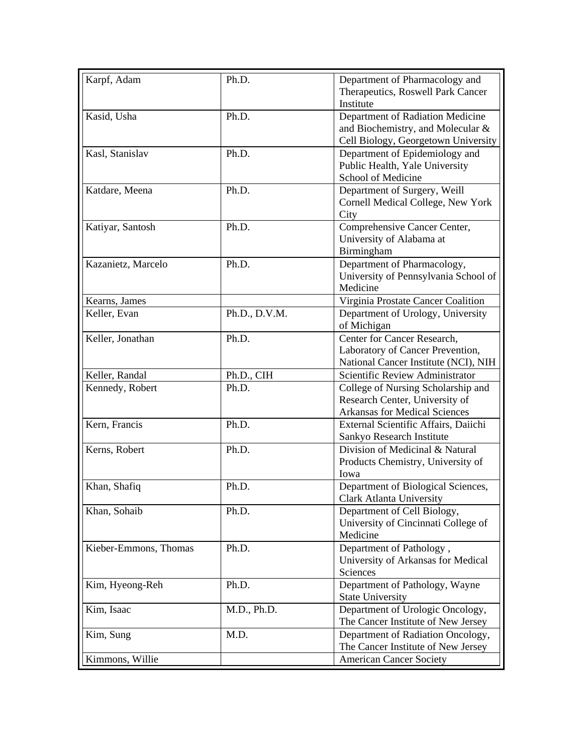| Karpf, Adam | Ph.D. | Department of Pharmacology and Therapeutics, Roswell Park Cancer Institute |
|---|---|---|
| Kasid, Usha | Ph.D. | Department of Radiation Medicine and Biochemistry, and Molecular & Cell Biology, Georgetown University |
| Kasl, Stanislav | Ph.D. | Department of Epidemiology and Public Health, Yale University School of Medicine |
| Katdare, Meena | Ph.D. | Department of Surgery, Weill Cornell Medical College, New York City |
| Katiyar, Santosh | Ph.D. | Comprehensive Cancer Center, University of Alabama at Birmingham |
| Kazanietz, Marcelo | Ph.D. | Department of Pharmacology, University of Pennsylvania School of Medicine |
| Kearns, James | | Virginia Prostate Cancer Coalition |
| Keller, Evan | Ph.D., D.V.M. | Department of Urology, University of Michigan |
| Keller, Jonathan | Ph.D. | Center for Cancer Research, Laboratory of Cancer Prevention, National Cancer Institute (NCI), NIH |
| Keller, Randal | Ph.D., CIH | Scientific Review Administrator |
| Kennedy, Robert | Ph.D. | College of Nursing Scholarship and Research Center, University of Arkansas for Medical Sciences |
| Kern, Francis | Ph.D. | External Scientific Affairs, Daiichi Sankyo Research Institute |
| Kerns, Robert | Ph.D. | Division of Medicinal & Natural Products Chemistry, University of Iowa |
| Khan, Shafiq | Ph.D. | Department of Biological Sciences, Clark Atlanta University |
| Khan, Sohaib | Ph.D. | Department of Cell Biology, University of Cincinnati College of Medicine |
| Kieber-Emmons, Thomas | Ph.D. | Department of Pathology , University of Arkansas for Medical Sciences |
| Kim, Hyeong-Reh | Ph.D. | Department of Pathology, Wayne State University |
| Kim, Isaac | M.D., Ph.D. | Department of Urologic Oncology, The Cancer Institute of New Jersey |
| Kim, Sung | M.D. | Department of Radiation Oncology, The Cancer Institute of New Jersey |
| Kimmons, Willie | | American Cancer Society |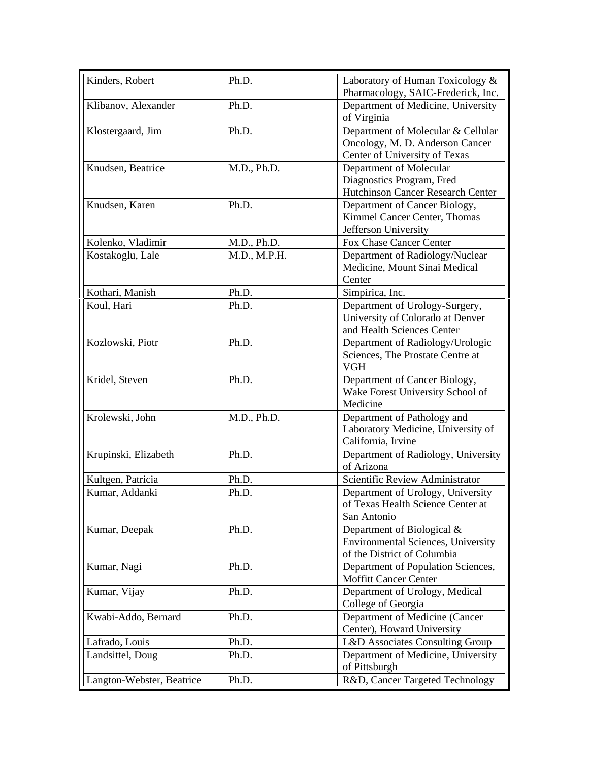| Kinders, Robert | Ph.D. | Laboratory of Human Toxicology & Pharmacology, SAIC-Frederick, Inc. |
|---|---|---|
| Klibanov, Alexander | Ph.D. | Department of Medicine, University of Virginia |
| Klostergaard, Jim | Ph.D. | Department of Molecular & Cellular Oncology, M. D. Anderson Cancer Center of University of Texas |
| Knudsen, Beatrice | M.D., Ph.D. | Department of Molecular Diagnostics Program, Fred Hutchinson Cancer Research Center |
| Knudsen, Karen | Ph.D. | Department of Cancer Biology, Kimmel Cancer Center, Thomas Jefferson University |
| Kolenko, Vladimir | M.D., Ph.D. | Fox Chase Cancer Center |
| Kostakoglu, Lale | M.D., M.P.H. | Department of Radiology/Nuclear Medicine, Mount Sinai Medical Center |
| Kothari, Manish | Ph.D. | Simpirica, Inc. |
| Koul, Hari | Ph.D. | Department of Urology-Surgery, University of Colorado at Denver and Health Sciences Center |
| Kozlowski, Piotr | Ph.D. | Department of Radiology/Urologic Sciences, The Prostate Centre at VGH |
| Kridel, Steven | Ph.D. | Department of Cancer Biology, Wake Forest University School of Medicine |
| Krolewski, John | M.D., Ph.D. | Department of Pathology and Laboratory Medicine, University of California, Irvine |
| Krupinski, Elizabeth | Ph.D. | Department of Radiology, University of Arizona |
| Kultgen, Patricia | Ph.D. | Scientific Review Administrator |
| Kumar, Addanki | Ph.D. | Department of Urology, University of Texas Health Science Center at San Antonio |
| Kumar, Deepak | Ph.D. | Department of Biological & Environmental Sciences, University of the District of Columbia |
| Kumar, Nagi | Ph.D. | Department of Population Sciences, Moffitt Cancer Center |
| Kumar, Vijay | Ph.D. | Department of Urology, Medical College of Georgia |
| Kwabi-Addo, Bernard | Ph.D. | Department of Medicine (Cancer Center), Howard University |
| Lafrado, Louis | Ph.D. | L&D Associates Consulting Group |
| Landsittel, Doug | Ph.D. | Department of Medicine, University of Pittsburgh |
| Langton-Webster, Beatrice | Ph.D. | R&D, Cancer Targeted Technology |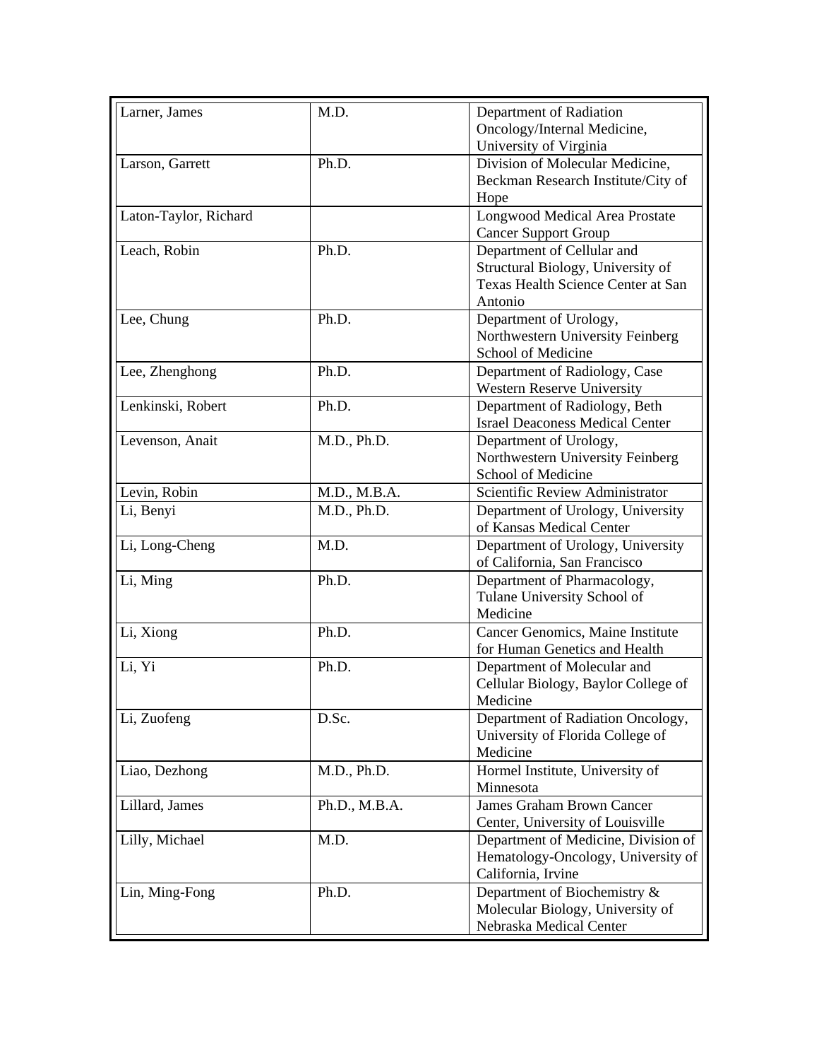| | | |
|---|---|---|
| Larner, James | M.D. | Department of Radiation Oncology/Internal Medicine, University of Virginia |
| Larson, Garrett | Ph.D. | Division of Molecular Medicine, Beckman Research Institute/City of Hope |
| Laton-Taylor, Richard | | Longwood Medical Area Prostate Cancer Support Group |
| Leach, Robin | Ph.D. | Department of Cellular and Structural Biology, University of Texas Health Science Center at San Antonio |
| Lee, Chung | Ph.D. | Department of Urology, Northwestern University Feinberg School of Medicine |
| Lee, Zhenghong | Ph.D. | Department of Radiology, Case Western Reserve University |
| Lenkinski, Robert | Ph.D. | Department of Radiology, Beth Israel Deaconess Medical Center |
| Levenson, Anait | M.D., Ph.D. | Department of Urology, Northwestern University Feinberg School of Medicine |
| Levin, Robin | M.D., M.B.A. | Scientific Review Administrator |
| Li, Benyi | M.D., Ph.D. | Department of Urology, University of Kansas Medical Center |
| Li, Long-Cheng | M.D. | Department of Urology, University of California, San Francisco |
| Li, Ming | Ph.D. | Department of Pharmacology, Tulane University School of Medicine |
| Li, Xiong | Ph.D. | Cancer Genomics, Maine Institute for Human Genetics and Health |
| Li, Yi | Ph.D. | Department of Molecular and Cellular Biology, Baylor College of Medicine |
| Li, Zuofeng | D.Sc. | Department of Radiation Oncology, University of Florida College of Medicine |
| Liao, Dezhong | M.D., Ph.D. | Hormel Institute, University of Minnesota |
| Lillard, James | Ph.D., M.B.A. | James Graham Brown Cancer Center, University of Louisville |
| Lilly, Michael | M.D. | Department of Medicine, Division of Hematology-Oncology, University of California, Irvine |
| Lin, Ming-Fong | Ph.D. | Department of Biochemistry & Molecular Biology, University of Nebraska Medical Center |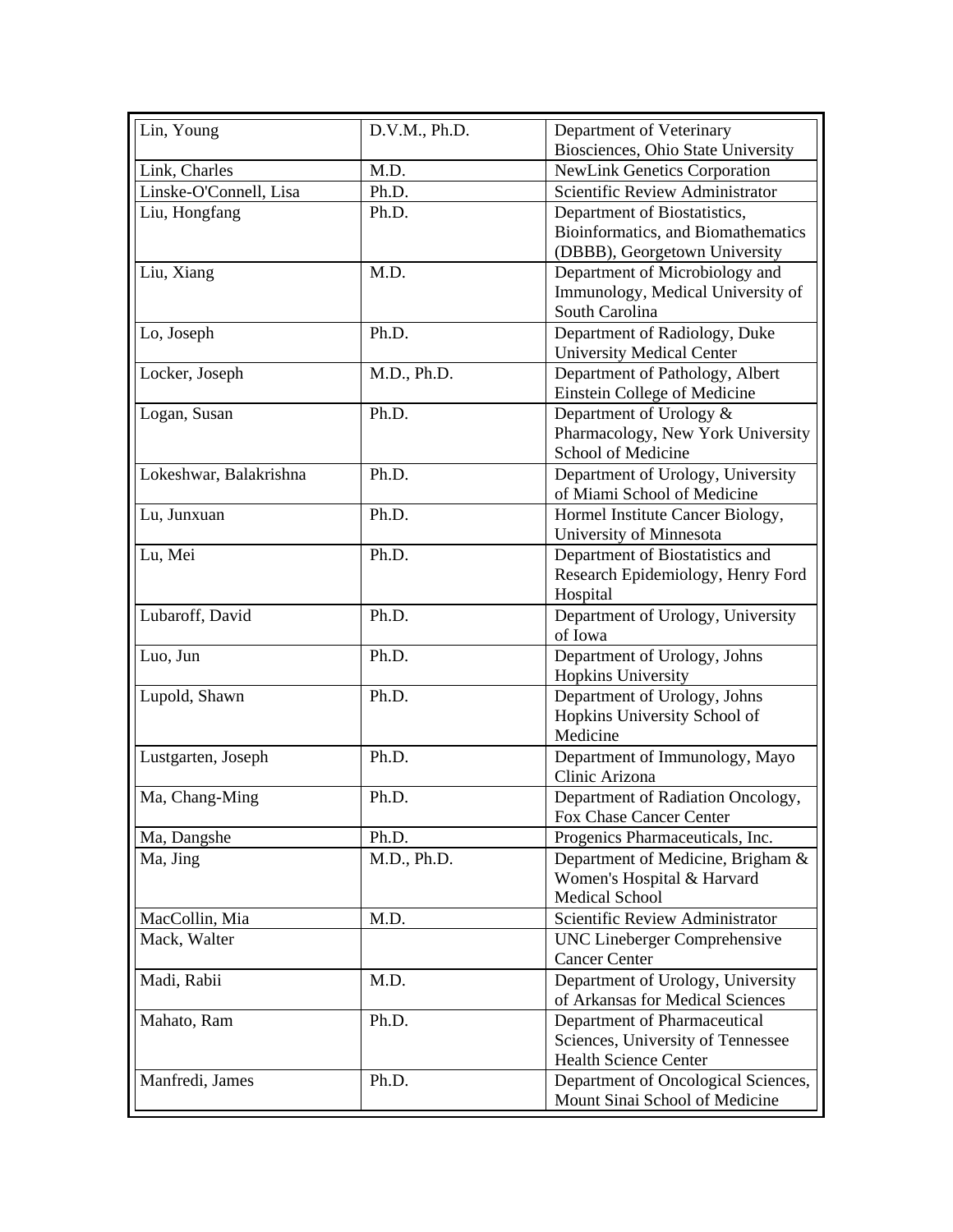| | | |
|---|---|---|
| Lin, Young | D.V.M., Ph.D. | Department of Veterinary Biosciences, Ohio State University |
| Link, Charles | M.D. | NewLink Genetics Corporation |
| Linske-O'Connell, Lisa | Ph.D. | Scientific Review Administrator |
| Liu, Hongfang | Ph.D. | Department of Biostatistics, Bioinformatics, and Biomathematics (DBBB), Georgetown University |
| Liu, Xiang | M.D. | Department of Microbiology and Immunology, Medical University of South Carolina |
| Lo, Joseph | Ph.D. | Department of Radiology, Duke University Medical Center |
| Locker, Joseph | M.D., Ph.D. | Department of Pathology, Albert Einstein College of Medicine |
| Logan, Susan | Ph.D. | Department of Urology & Pharmacology, New York University School of Medicine |
| Lokeshwar, Balakrishna | Ph.D. | Department of Urology, University of Miami School of Medicine |
| Lu, Junxuan | Ph.D. | Hormel Institute Cancer Biology, University of Minnesota |
| Lu, Mei | Ph.D. | Department of Biostatistics and Research Epidemiology, Henry Ford Hospital |
| Lubaroff, David | Ph.D. | Department of Urology, University of Iowa |
| Luo, Jun | Ph.D. | Department of Urology, Johns Hopkins University |
| Lupold, Shawn | Ph.D. | Department of Urology, Johns Hopkins University School of Medicine |
| Lustgarten, Joseph | Ph.D. | Department of Immunology, Mayo Clinic Arizona |
| Ma, Chang-Ming | Ph.D. | Department of Radiation Oncology, Fox Chase Cancer Center |
| Ma, Dangshe | Ph.D. | Progenics Pharmaceuticals, Inc. |
| Ma, Jing | M.D., Ph.D. | Department of Medicine, Brigham & Women's Hospital & Harvard Medical School |
| MacCollin, Mia | M.D. | Scientific Review Administrator |
| Mack, Walter | | UNC Lineberger Comprehensive Cancer Center |
| Madi, Rabii | M.D. | Department of Urology, University of Arkansas for Medical Sciences |
| Mahato, Ram | Ph.D. | Department of Pharmaceutical Sciences, University of Tennessee Health Science Center |
| Manfredi, James | Ph.D. | Department of Oncological Sciences, Mount Sinai School of Medicine |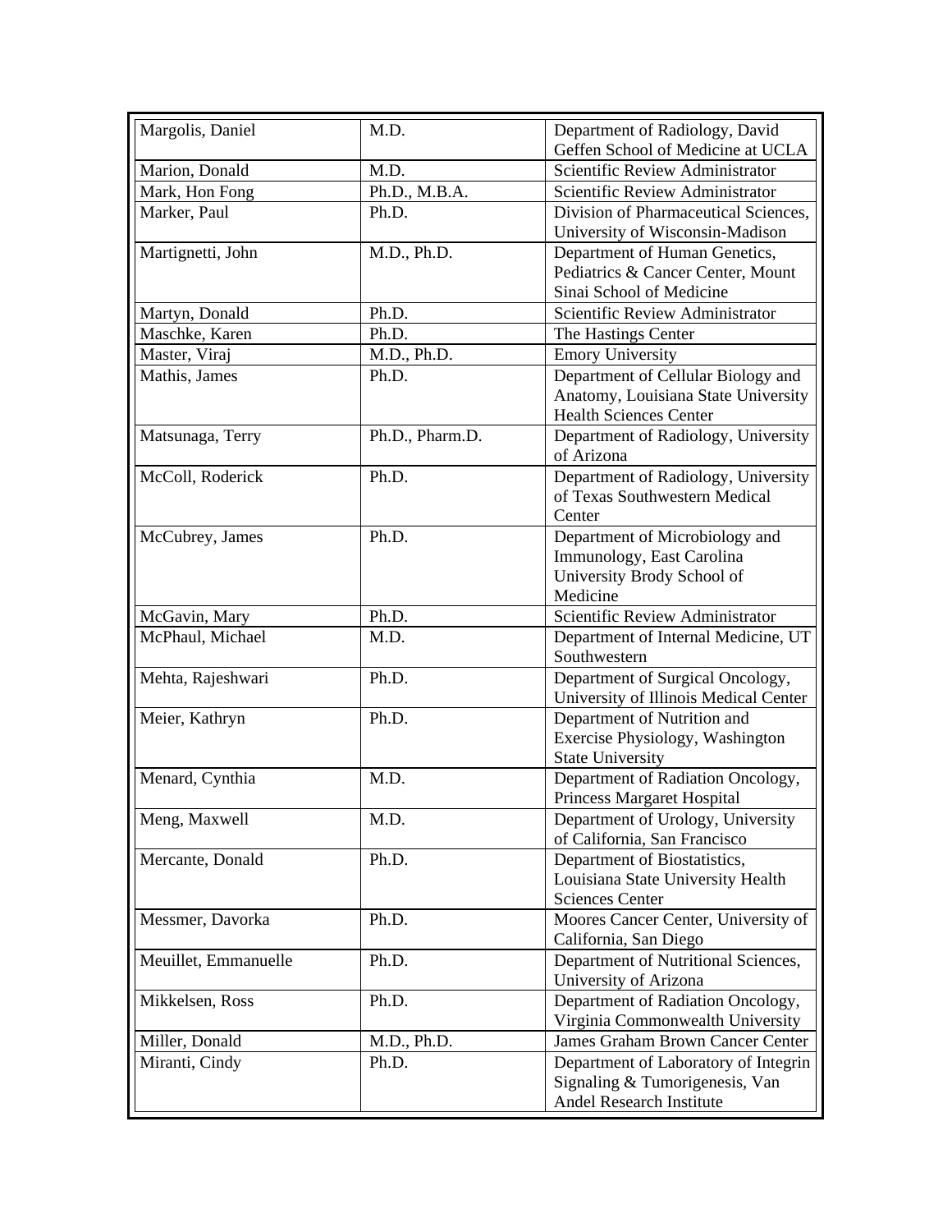| | | |
|---|---|---|
| Margolis, Daniel | M.D. | Department of Radiology, David Geffen School of Medicine at UCLA |
| Marion, Donald | M.D. | Scientific Review Administrator |
| Mark, Hon Fong | Ph.D., M.B.A. | Scientific Review Administrator |
| Marker, Paul | Ph.D. | Division of Pharmaceutical Sciences, University of Wisconsin-Madison |
| Martignetti, John | M.D., Ph.D. | Department of Human Genetics, Pediatrics & Cancer Center, Mount Sinai School of Medicine |
| Martyn, Donald | Ph.D. | Scientific Review Administrator |
| Maschke, Karen | Ph.D. | The Hastings Center |
| Master, Viraj | M.D., Ph.D. | Emory University |
| Mathis, James | Ph.D. | Department of Cellular Biology and Anatomy, Louisiana State University Health Sciences Center |
| Matsunaga, Terry | Ph.D., Pharm.D. | Department of Radiology, University of Arizona |
| McColl, Roderick | Ph.D. | Department of Radiology, University of Texas Southwestern Medical Center |
| McCubrey, James | Ph.D. | Department of Microbiology and Immunology, East Carolina University Brody School of Medicine |
| McGavin, Mary | Ph.D. | Scientific Review Administrator |
| McPhaul, Michael | M.D. | Department of Internal Medicine, UT Southwestern |
| Mehta, Rajeshwari | Ph.D. | Department of Surgical Oncology, University of Illinois Medical Center |
| Meier, Kathryn | Ph.D. | Department of Nutrition and Exercise Physiology, Washington State University |
| Menard, Cynthia | M.D. | Department of Radiation Oncology, Princess Margaret Hospital |
| Meng, Maxwell | M.D. | Department of Urology, University of California, San Francisco |
| Mercante, Donald | Ph.D. | Department of Biostatistics, Louisiana State University Health Sciences Center |
| Messmer, Davorka | Ph.D. | Moores Cancer Center, University of California, San Diego |
| Meuillet, Emmanuelle | Ph.D. | Department of Nutritional Sciences, University of Arizona |
| Mikkelsen, Ross | Ph.D. | Department of Radiation Oncology, Virginia Commonwealth University |
| Miller, Donald | M.D., Ph.D. | James Graham Brown Cancer Center |
| Miranti, Cindy | Ph.D. | Department of Laboratory of Integrin Signaling & Tumorigenesis, Van Andel Research Institute |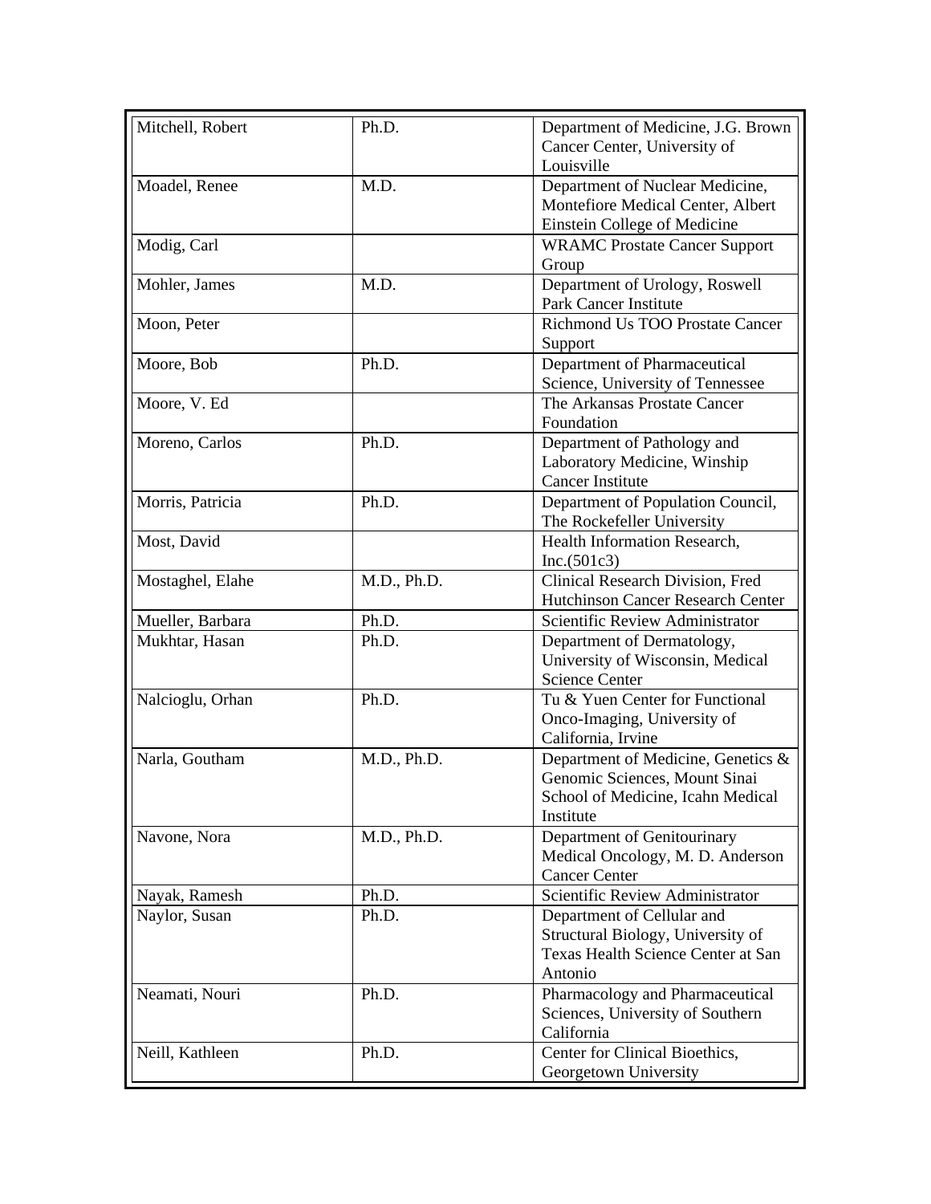| | | |
|---|---|---|
| Mitchell, Robert | Ph.D. | Department of Medicine, J.G. Brown Cancer Center, University of Louisville |
| Moadel, Renee | M.D. | Department of Nuclear Medicine, Montefiore Medical Center, Albert Einstein College of Medicine |
| Modig, Carl | | WRAMC Prostate Cancer Support Group |
| Mohler, James | M.D. | Department of Urology, Roswell Park Cancer Institute |
| Moon, Peter | | Richmond Us TOO Prostate Cancer Support |
| Moore, Bob | Ph.D. | Department of Pharmaceutical Science, University of Tennessee |
| Moore, V. Ed | | The Arkansas Prostate Cancer Foundation |
| Moreno, Carlos | Ph.D. | Department of Pathology and Laboratory Medicine, Winship Cancer Institute |
| Morris, Patricia | Ph.D. | Department of Population Council, The Rockefeller University |
| Most, David | | Health Information Research, Inc.(501c3) |
| Mostaghel, Elahe | M.D., Ph.D. | Clinical Research Division, Fred Hutchinson Cancer Research Center |
| Mueller, Barbara | Ph.D. | Scientific Review Administrator |
| Mukhtar, Hasan | Ph.D. | Department of Dermatology, University of Wisconsin, Medical Science Center |
| Nalcioglu, Orhan | Ph.D. | Tu & Yuen Center for Functional Onco-Imaging, University of California, Irvine |
| Narla, Goutham | M.D., Ph.D. | Department of Medicine, Genetics & Genomic Sciences, Mount Sinai School of Medicine, Icahn Medical Institute |
| Navone, Nora | M.D., Ph.D. | Department of Genitourinary Medical Oncology, M. D. Anderson Cancer Center |
| Nayak, Ramesh | Ph.D. | Scientific Review Administrator |
| Naylor, Susan | Ph.D. | Department of Cellular and Structural Biology, University of Texas Health Science Center at San Antonio |
| Neamati, Nouri | Ph.D. | Pharmacology and Pharmaceutical Sciences, University of Southern California |
| Neill, Kathleen | Ph.D. | Center for Clinical Bioethics, Georgetown University |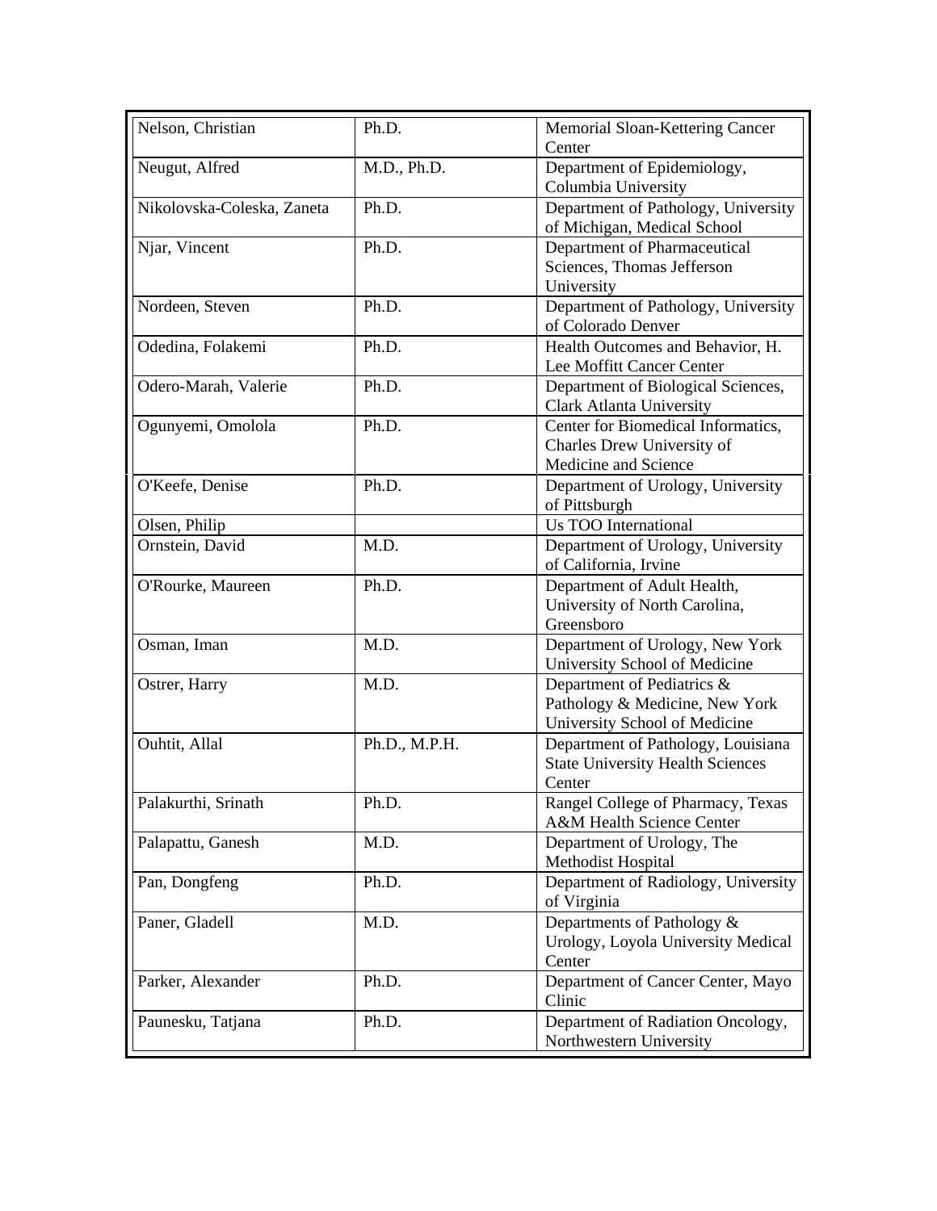| Nelson, Christian | Ph.D. | Memorial Sloan-Kettering Cancer Center |
|---|---|---|
| Neugut, Alfred | M.D., Ph.D. | Department of Epidemiology, Columbia University |
| Nikolovska-Coleska, Zaneta | Ph.D. | Department of Pathology, University of Michigan, Medical School |
| Njar, Vincent | Ph.D. | Department of Pharmaceutical Sciences, Thomas Jefferson University |
| Nordeen, Steven | Ph.D. | Department of Pathology, University of Colorado Denver |
| Odedina, Folakemi | Ph.D. | Health Outcomes and Behavior, H. Lee Moffitt Cancer Center |
| Odero-Marah, Valerie | Ph.D. | Department of Biological Sciences, Clark Atlanta University |
| Ogunyemi, Omolola | Ph.D. | Center for Biomedical Informatics, Charles Drew University of Medicine and Science |
| O'Keefe, Denise | Ph.D. | Department of Urology, University of Pittsburgh |
| Olsen, Philip | | Us TOO International |
| Ornstein, David | M.D. | Department of Urology, University of California, Irvine |
| O'Rourke, Maureen | Ph.D. | Department of Adult Health, University of North Carolina, Greensboro |
| Osman, Iman | M.D. | Department of Urology, New York University School of Medicine |
| Ostrer, Harry | M.D. | Department of Pediatrics & Pathology & Medicine, New York University School of Medicine |
| Ouhtit, Allal | Ph.D., M.P.H. | Department of Pathology, Louisiana State University Health Sciences Center |
| Palakurthi, Srinath | Ph.D. | Rangel College of Pharmacy, Texas A&M Health Science Center |
| Palapattu, Ganesh | M.D. | Department of Urology, The Methodist Hospital |
| Pan, Dongfeng | Ph.D. | Department of Radiology, University of Virginia |
| Paner, Gladell | M.D. | Departments of Pathology & Urology, Loyola University Medical Center |
| Parker, Alexander | Ph.D. | Department of Cancer Center, Mayo Clinic |
| Paunesku, Tatjana | Ph.D. | Department of Radiation Oncology, Northwestern University |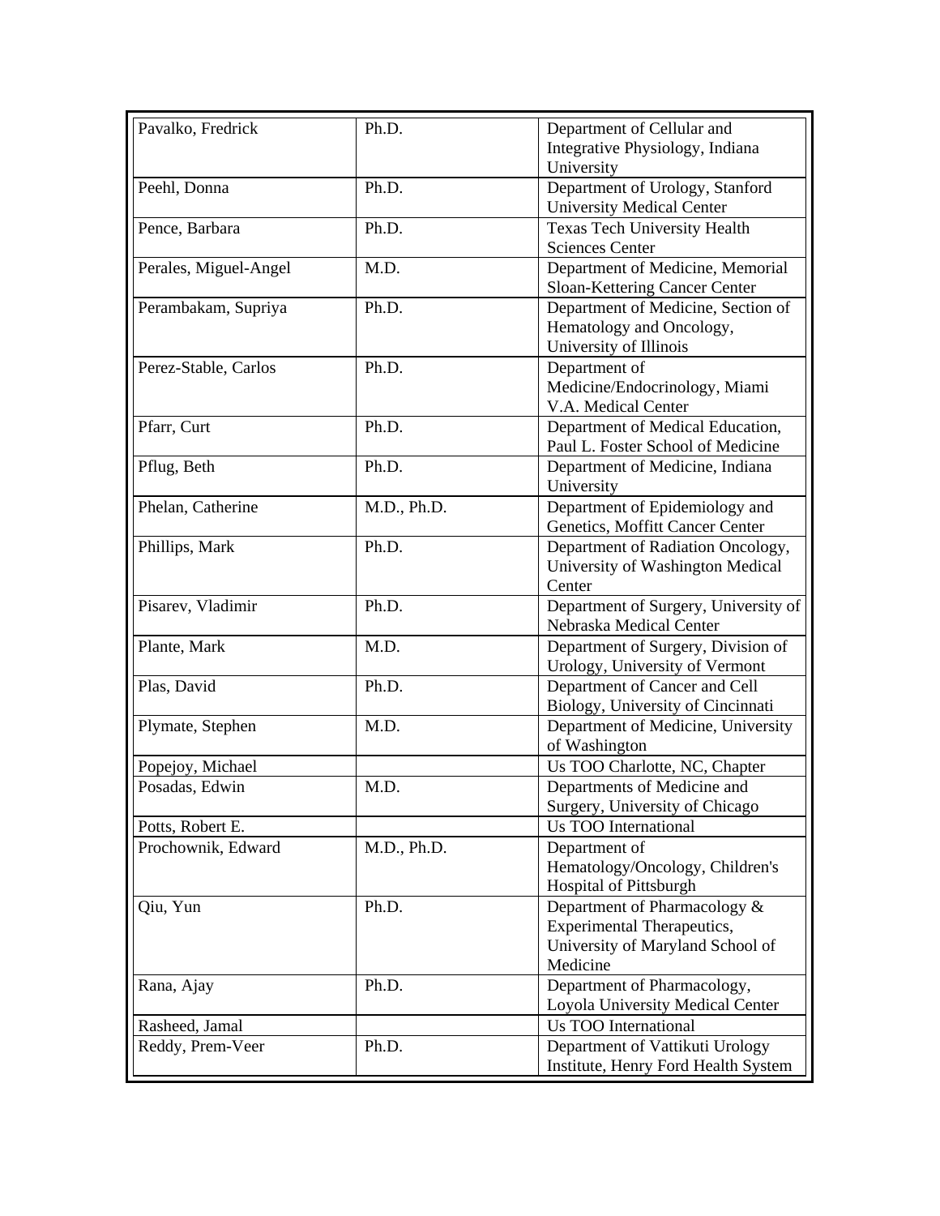| Pavalko, Fredrick | Ph.D. | Department of Cellular and Integrative Physiology, Indiana University |
|---|---|---|
| Peehl, Donna | Ph.D. | Department of Urology, Stanford University Medical Center |
| Pence, Barbara | Ph.D. | Texas Tech University Health Sciences Center |
| Perales, Miguel-Angel | M.D. | Department of Medicine, Memorial Sloan-Kettering Cancer Center |
| Perambakam, Supriya | Ph.D. | Department of Medicine, Section of Hematology and Oncology, University of Illinois |
| Perez-Stable, Carlos | Ph.D. | Department of Medicine/Endocrinology, Miami V.A. Medical Center |
| Pfarr, Curt | Ph.D. | Department of Medical Education, Paul L. Foster School of Medicine |
| Pflug, Beth | Ph.D. | Department of Medicine, Indiana University |
| Phelan, Catherine | M.D., Ph.D. | Department of Epidemiology and Genetics, Moffitt Cancer Center |
| Phillips, Mark | Ph.D. | Department of Radiation Oncology, University of Washington Medical Center |
| Pisarev, Vladimir | Ph.D. | Department of Surgery, University of Nebraska Medical Center |
| Plante, Mark | M.D. | Department of Surgery, Division of Urology, University of Vermont |
| Plas, David | Ph.D. | Department of Cancer and Cell Biology, University of Cincinnati |
| Plymate, Stephen | M.D. | Department of Medicine, University of Washington |
| Popejoy, Michael | | Us TOO Charlotte, NC, Chapter |
| Posadas, Edwin | M.D. | Departments of Medicine and Surgery, University of Chicago |
| Potts, Robert E. | | Us TOO International |
| Prochownik, Edward | M.D., Ph.D. | Department of Hematology/Oncology, Children's Hospital of Pittsburgh |
| Qiu, Yun | Ph.D. | Department of Pharmacology & Experimental Therapeutics, University of Maryland School of Medicine |
| Rana, Ajay | Ph.D. | Department of Pharmacology, Loyola University Medical Center |
| Rasheed, Jamal | | Us TOO International |
| Reddy, Prem-Veer | Ph.D. | Department of Vattikuti Urology Institute, Henry Ford Health System |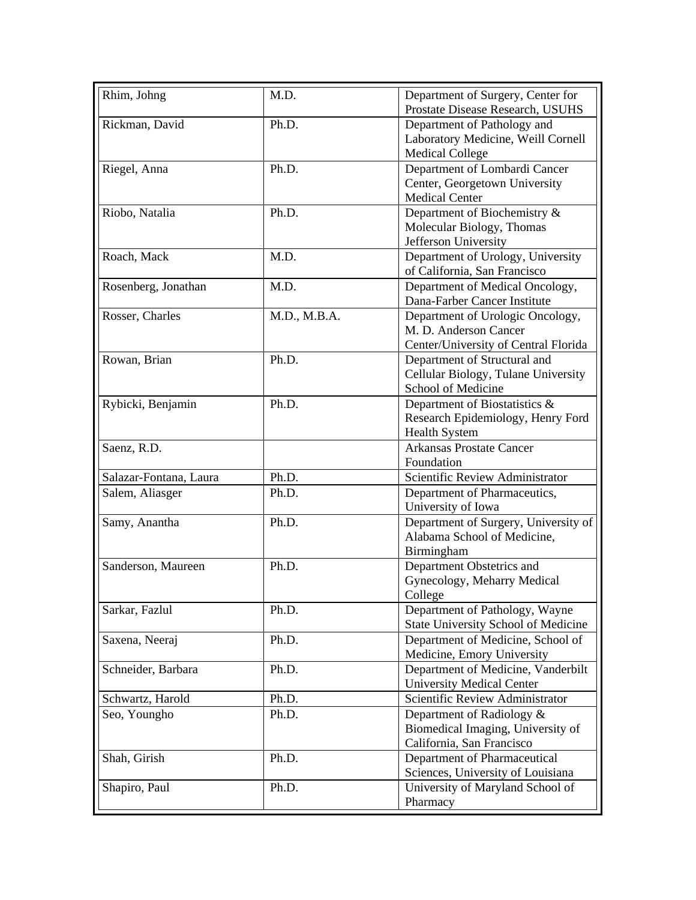| | | |
|---|---|---|
| Rhim, Johng | M.D. | Department of Surgery, Center for Prostate Disease Research, USUHS |
| Rickman, David | Ph.D. | Department of Pathology and Laboratory Medicine, Weill Cornell Medical College |
| Riegel, Anna | Ph.D. | Department of Lombardi Cancer Center, Georgetown University Medical Center |
| Riobo, Natalia | Ph.D. | Department of Biochemistry & Molecular Biology, Thomas Jefferson University |
| Roach, Mack | M.D. | Department of Urology, University of California, San Francisco |
| Rosenberg, Jonathan | M.D. | Department of Medical Oncology, Dana-Farber Cancer Institute |
| Rosser, Charles | M.D., M.B.A. | Department of Urologic Oncology, M. D. Anderson Cancer Center/University of Central Florida |
| Rowan, Brian | Ph.D. | Department of Structural and Cellular Biology, Tulane University School of Medicine |
| Rybicki, Benjamin | Ph.D. | Department of Biostatistics & Research Epidemiology, Henry Ford Health System |
| Saenz, R.D. | | Arkansas Prostate Cancer Foundation |
| Salazar-Fontana, Laura | Ph.D. | Scientific Review Administrator |
| Salem, Aliasger | Ph.D. | Department of Pharmaceutics, University of Iowa |
| Samy, Anantha | Ph.D. | Department of Surgery, University of Alabama School of Medicine, Birmingham |
| Sanderson, Maureen | Ph.D. | Department Obstetrics and Gynecology, Meharry Medical College |
| Sarkar, Fazlul | Ph.D. | Department of Pathology, Wayne State University School of Medicine |
| Saxena, Neeraj | Ph.D. | Department of Medicine, School of Medicine, Emory University |
| Schneider, Barbara | Ph.D. | Department of Medicine, Vanderbilt University Medical Center |
| Schwartz, Harold | Ph.D. | Scientific Review Administrator |
| Seo, Youngho | Ph.D. | Department of Radiology & Biomedical Imaging, University of California, San Francisco |
| Shah, Girish | Ph.D. | Department of Pharmaceutical Sciences, University of Louisiana |
| Shapiro, Paul | Ph.D. | University of Maryland School of Pharmacy |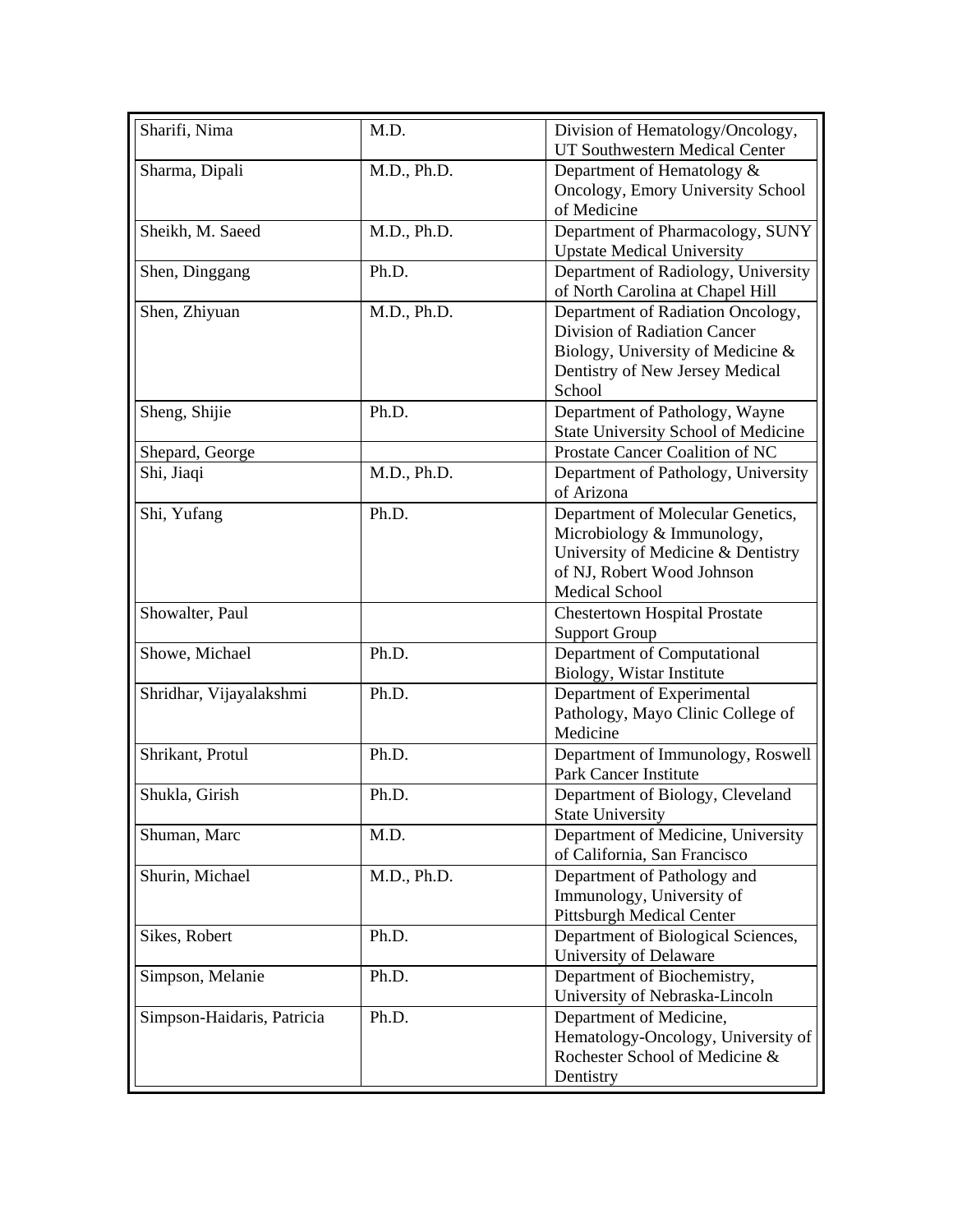| | | |
|---|---|---|
| Sharifi, Nima | M.D. | Division of Hematology/Oncology, UT Southwestern Medical Center |
| Sharma, Dipali | M.D., Ph.D. | Department of Hematology & Oncology, Emory University School of Medicine |
| Sheikh, M. Saeed | M.D., Ph.D. | Department of Pharmacology, SUNY Upstate Medical University |
| Shen, Dinggang | Ph.D. | Department of Radiology, University of North Carolina at Chapel Hill |
| Shen, Zhiyuan | M.D., Ph.D. | Department of Radiation Oncology, Division of Radiation Cancer Biology, University of Medicine & Dentistry of New Jersey Medical School |
| Sheng, Shijie | Ph.D. | Department of Pathology, Wayne State University School of Medicine |
| Shepard, George | | Prostate Cancer Coalition of NC |
| Shi, Jiaqi | M.D., Ph.D. | Department of Pathology, University of Arizona |
| Shi, Yufang | Ph.D. | Department of Molecular Genetics, Microbiology & Immunology, University of Medicine & Dentistry of NJ, Robert Wood Johnson Medical School |
| Showalter, Paul | | Chestertown Hospital Prostate Support Group |
| Showe, Michael | Ph.D. | Department of Computational Biology, Wistar Institute |
| Shridhar, Vijayalakshmi | Ph.D. | Department of Experimental Pathology, Mayo Clinic College of Medicine |
| Shrikant, Protul | Ph.D. | Department of Immunology, Roswell Park Cancer Institute |
| Shukla, Girish | Ph.D. | Department of Biology, Cleveland State University |
| Shuman, Marc | M.D. | Department of Medicine, University of California, San Francisco |
| Shurin, Michael | M.D., Ph.D. | Department of Pathology and Immunology, University of Pittsburgh Medical Center |
| Sikes, Robert | Ph.D. | Department of Biological Sciences, University of Delaware |
| Simpson, Melanie | Ph.D. | Department of Biochemistry, University of Nebraska-Lincoln |
| Simpson-Haidaris, Patricia | Ph.D. | Department of Medicine, Hematology-Oncology, University of Rochester School of Medicine & Dentistry |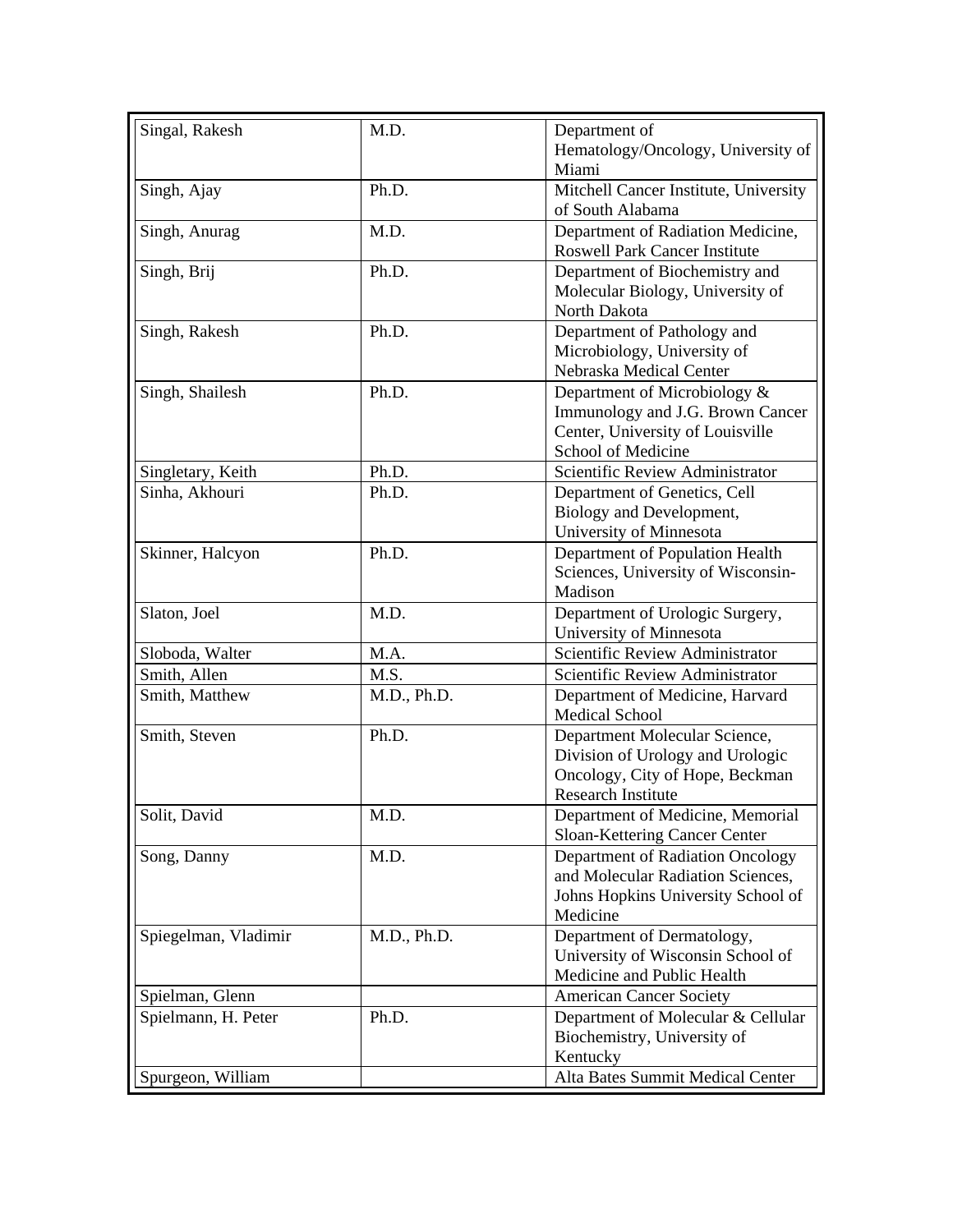| Singal, Rakesh | M.D. | Department of Hematology/Oncology, University of Miami |
|---|---|---|
| Singh, Ajay | Ph.D. | Mitchell Cancer Institute, University of South Alabama |
| Singh, Anurag | M.D. | Department of Radiation Medicine, Roswell Park Cancer Institute |
| Singh, Brij | Ph.D. | Department of Biochemistry and Molecular Biology, University of North Dakota |
| Singh, Rakesh | Ph.D. | Department of Pathology and Microbiology, University of Nebraska Medical Center |
| Singh, Shailesh | Ph.D. | Department of Microbiology & Immunology and J.G. Brown Cancer Center, University of Louisville School of Medicine |
| Singletary, Keith | Ph.D. | Scientific Review Administrator |
| Sinha, Akhouri | Ph.D. | Department of Genetics, Cell Biology and Development, University of Minnesota |
| Skinner, Halcyon | Ph.D. | Department of Population Health Sciences, University of Wisconsin-Madison |
| Slaton, Joel | M.D. | Department of Urologic Surgery, University of Minnesota |
| Sloboda, Walter | M.A. | Scientific Review Administrator |
| Smith, Allen | M.S. | Scientific Review Administrator |
| Smith, Matthew | M.D., Ph.D. | Department of Medicine, Harvard Medical School |
| Smith, Steven | Ph.D. | Department Molecular Science, Division of Urology and Urologic Oncology, City of Hope, Beckman Research Institute |
| Solit, David | M.D. | Department of Medicine, Memorial Sloan-Kettering Cancer Center |
| Song, Danny | M.D. | Department of Radiation Oncology and Molecular Radiation Sciences, Johns Hopkins University School of Medicine |
| Spiegelman, Vladimir | M.D., Ph.D. | Department of Dermatology, University of Wisconsin School of Medicine and Public Health |
| Spielman, Glenn | | American Cancer Society |
| Spielmann, H. Peter | Ph.D. | Department of Molecular & Cellular Biochemistry, University of Kentucky |
| Spurgeon, William | | Alta Bates Summit Medical Center |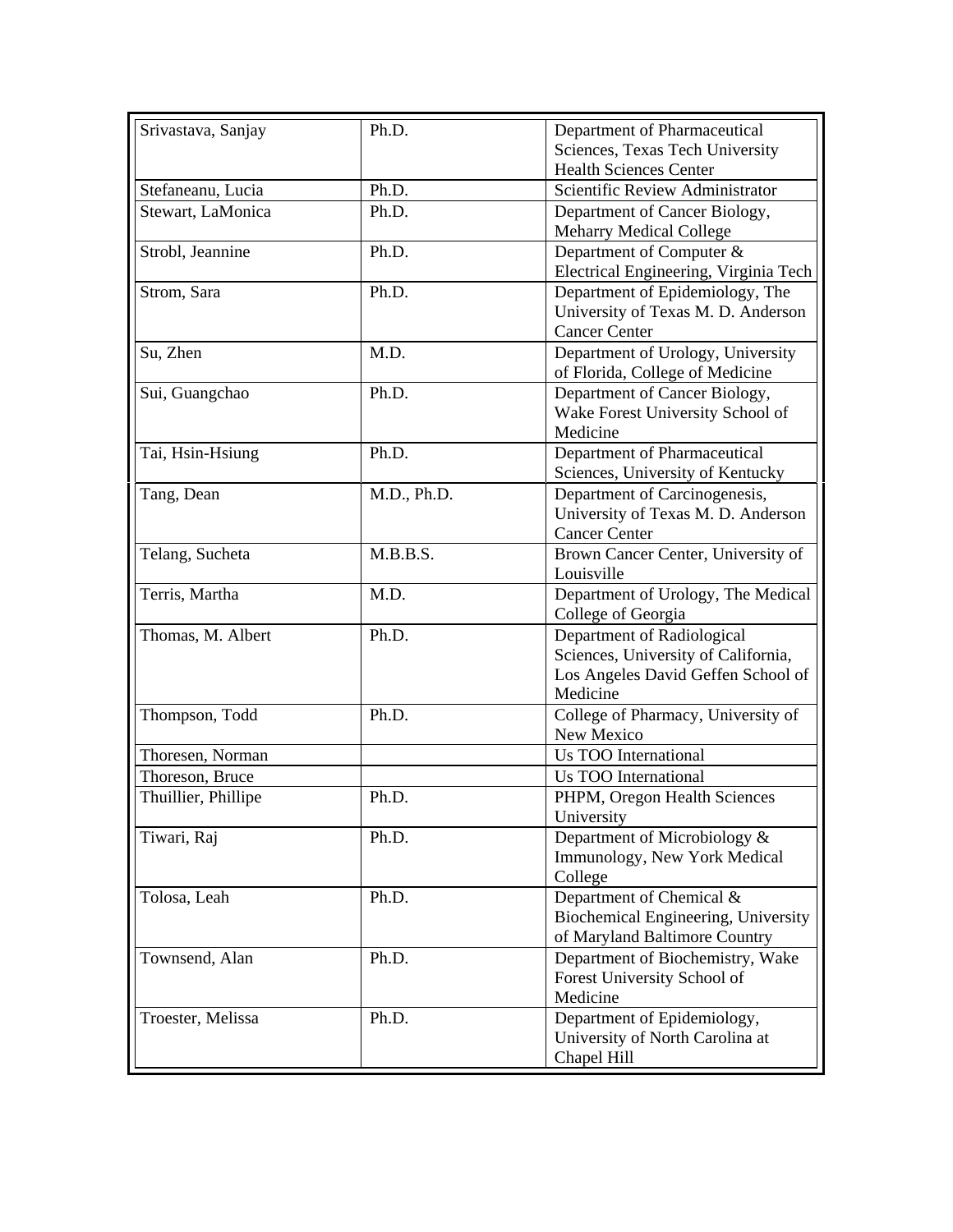| Srivastava, Sanjay | Ph.D. | Department of Pharmaceutical Sciences, Texas Tech University Health Sciences Center |
|---|---|---|
| Stefaneanu, Lucia | Ph.D. | Scientific Review Administrator |
| Stewart, LaMonica | Ph.D. | Department of Cancer Biology, Meharry Medical College |
| Strobl, Jeannine | Ph.D. | Department of Computer & Electrical Engineering, Virginia Tech |
| Strom, Sara | Ph.D. | Department of Epidemiology, The University of Texas M. D. Anderson Cancer Center |
| Su, Zhen | M.D. | Department of Urology, University of Florida, College of Medicine |
| Sui, Guangchao | Ph.D. | Department of Cancer Biology, Wake Forest University School of Medicine |
| Tai, Hsin-Hsiung | Ph.D. | Department of Pharmaceutical Sciences, University of Kentucky |
| Tang, Dean | M.D., Ph.D. | Department of Carcinogenesis, University of Texas M. D. Anderson Cancer Center |
| Telang, Sucheta | M.B.B.S. | Brown Cancer Center, University of Louisville |
| Terris, Martha | M.D. | Department of Urology, The Medical College of Georgia |
| Thomas, M. Albert | Ph.D. | Department of Radiological Sciences, University of California, Los Angeles David Geffen School of Medicine |
| Thompson, Todd | Ph.D. | College of Pharmacy, University of New Mexico |
| Thoresen, Norman | | Us TOO International |
| Thoreson, Bruce | | Us TOO International |
| Thuillier, Phillipe | Ph.D. | PHPM, Oregon Health Sciences University |
| Tiwari, Raj | Ph.D. | Department of Microbiology & Immunology, New York Medical College |
| Tolosa, Leah | Ph.D. | Department of Chemical & Biochemical Engineering, University of Maryland Baltimore Country |
| Townsend, Alan | Ph.D. | Department of Biochemistry, Wake Forest University School of Medicine |
| Troester, Melissa | Ph.D. | Department of Epidemiology, University of North Carolina at Chapel Hill |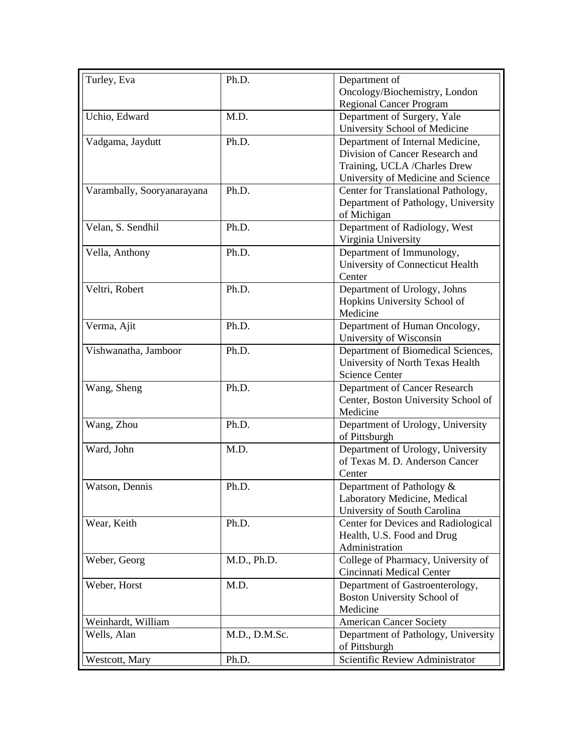| | | |
|---|---|---|
| Turley, Eva | Ph.D. | Department of Oncology/Biochemistry, London Regional Cancer Program |
| Uchio, Edward | M.D. | Department of Surgery, Yale University School of Medicine |
| Vadgama, Jaydutt | Ph.D. | Department of Internal Medicine, Division of Cancer Research and Training, UCLA /Charles Drew University of Medicine and Science |
| Varambally, Sooryanarayana | Ph.D. | Center for Translational Pathology, Department of Pathology, University of Michigan |
| Velan, S. Sendhil | Ph.D. | Department of Radiology, West Virginia University |
| Vella, Anthony | Ph.D. | Department of Immunology, University of Connecticut Health Center |
| Veltri, Robert | Ph.D. | Department of Urology, Johns Hopkins University School of Medicine |
| Verma, Ajit | Ph.D. | Department of Human Oncology, University of Wisconsin |
| Vishwanatha, Jamboor | Ph.D. | Department of Biomedical Sciences, University of North Texas Health Science Center |
| Wang, Sheng | Ph.D. | Department of Cancer Research Center, Boston University School of Medicine |
| Wang, Zhou | Ph.D. | Department of Urology, University of Pittsburgh |
| Ward, John | M.D. | Department of Urology, University of Texas M. D. Anderson Cancer Center |
| Watson, Dennis | Ph.D. | Department of Pathology & Laboratory Medicine, Medical University of South Carolina |
| Wear, Keith | Ph.D. | Center for Devices and Radiological Health, U.S. Food and Drug Administration |
| Weber, Georg | M.D., Ph.D. | College of Pharmacy, University of Cincinnati Medical Center |
| Weber, Horst | M.D. | Department of Gastroenterology, Boston University School of Medicine |
| Weinhardt, William | | American Cancer Society |
| Wells, Alan | M.D., D.M.Sc. | Department of Pathology, University of Pittsburgh |
| Westcott, Mary | Ph.D. | Scientific Review Administrator |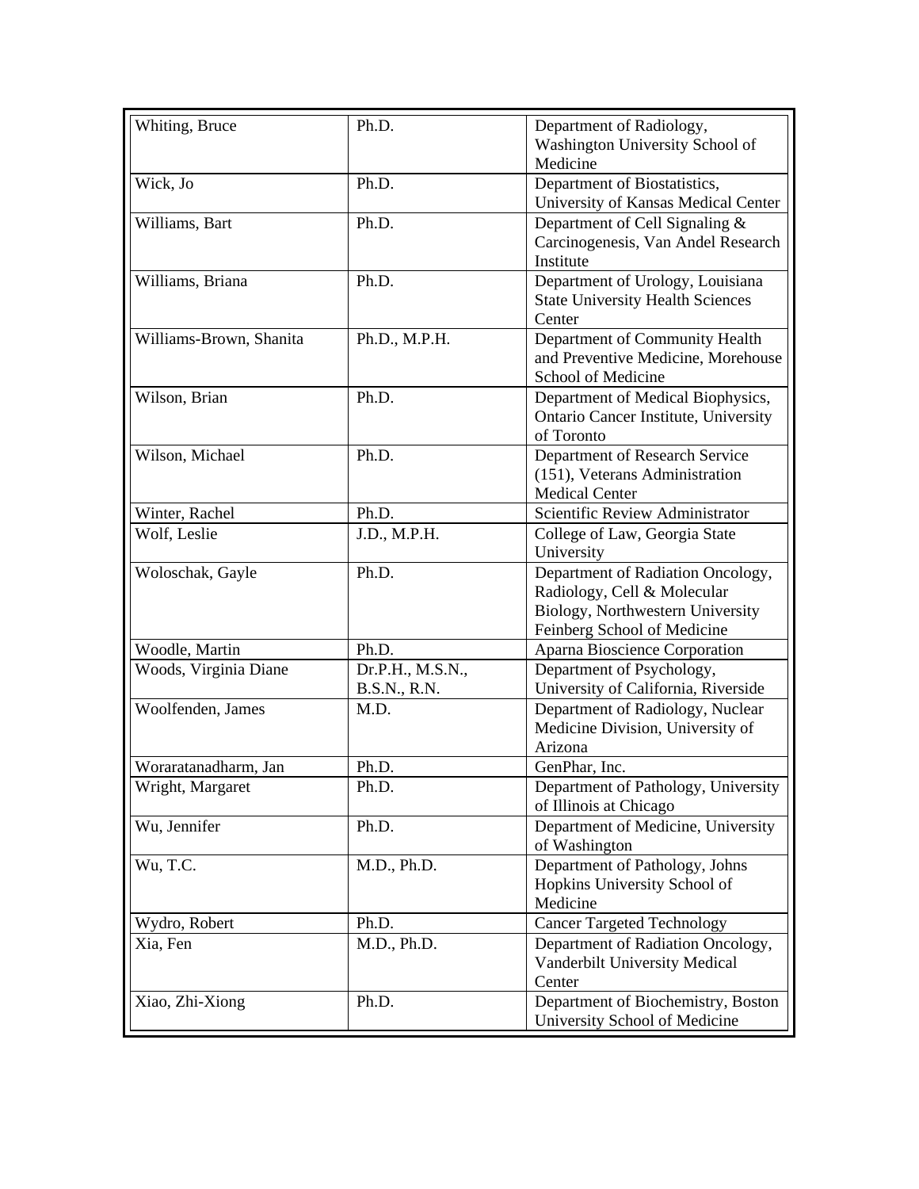| | | |
|---|---|---|
| Whiting, Bruce | Ph.D. | Department of Radiology, Washington University School of Medicine |
| Wick, Jo | Ph.D. | Department of Biostatistics, University of Kansas Medical Center |
| Williams, Bart | Ph.D. | Department of Cell Signaling & Carcinogenesis, Van Andel Research Institute |
| Williams, Briana | Ph.D. | Department of Urology, Louisiana State University Health Sciences Center |
| Williams-Brown, Shanita | Ph.D., M.P.H. | Department of Community Health and Preventive Medicine, Morehouse School of Medicine |
| Wilson, Brian | Ph.D. | Department of Medical Biophysics, Ontario Cancer Institute, University of Toronto |
| Wilson, Michael | Ph.D. | Department of Research Service (151), Veterans Administration Medical Center |
| Winter, Rachel | Ph.D. | Scientific Review Administrator |
| Wolf, Leslie | J.D., M.P.H. | College of Law, Georgia State University |
| Woloschak, Gayle | Ph.D. | Department of Radiation Oncology, Radiology, Cell & Molecular Biology, Northwestern University Feinberg School of Medicine |
| Woodle, Martin | Ph.D. | Aparna Bioscience Corporation |
| Woods, Virginia Diane | Dr.P.H., M.S.N., B.S.N., R.N. | Department of Psychology, University of California, Riverside |
| Woolfenden, James | M.D. | Department of Radiology, Nuclear Medicine Division, University of Arizona |
| Woraratanadharm, Jan | Ph.D. | GenPhar, Inc. |
| Wright, Margaret | Ph.D. | Department of Pathology, University of Illinois at Chicago |
| Wu, Jennifer | Ph.D. | Department of Medicine, University of Washington |
| Wu, T.C. | M.D., Ph.D. | Department of Pathology, Johns Hopkins University School of Medicine |
| Wydro, Robert | Ph.D. | Cancer Targeted Technology |
| Xia, Fen | M.D., Ph.D. | Department of Radiation Oncology, Vanderbilt University Medical Center |
| Xiao, Zhi-Xiong | Ph.D. | Department of Biochemistry, Boston University School of Medicine |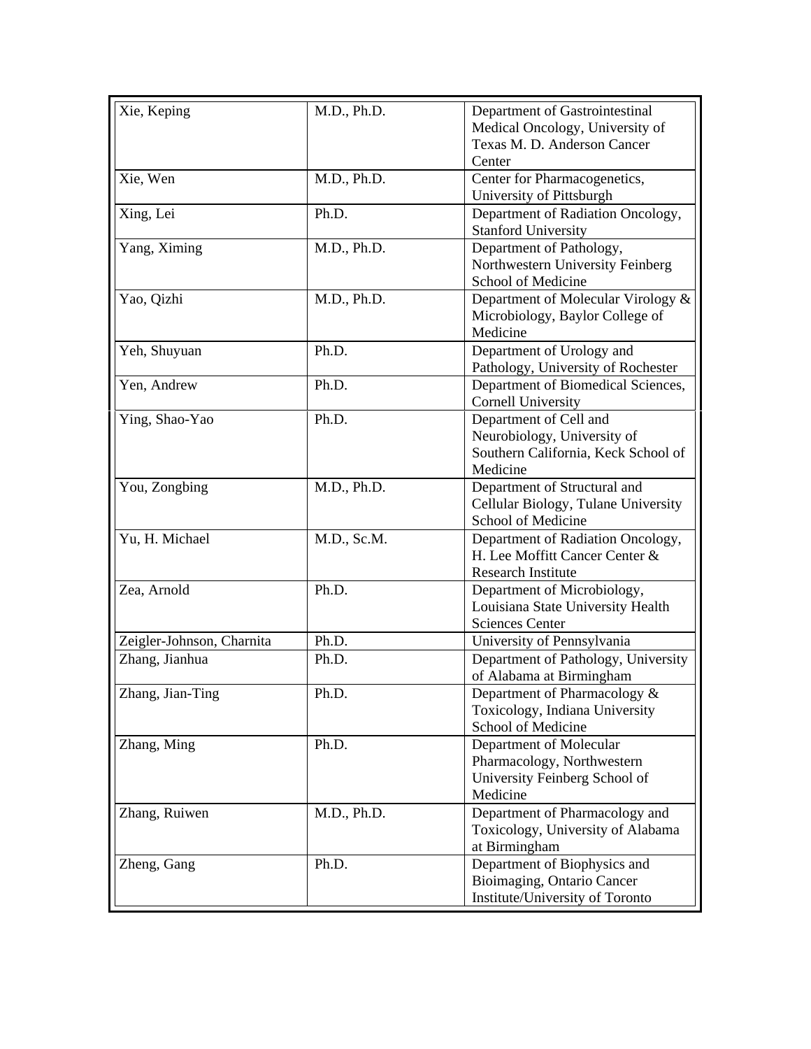| | | |
|---|---|---|
| Xie, Keping | M.D., Ph.D. | Department of Gastrointestinal Medical Oncology, University of Texas M. D. Anderson Cancer Center |
| Xie, Wen | M.D., Ph.D. | Center for Pharmacogenetics, University of Pittsburgh |
| Xing, Lei | Ph.D. | Department of Radiation Oncology, Stanford University |
| Yang, Ximing | M.D., Ph.D. | Department of Pathology, Northwestern University Feinberg School of Medicine |
| Yao, Qizhi | M.D., Ph.D. | Department of Molecular Virology & Microbiology, Baylor College of Medicine |
| Yeh, Shuyuan | Ph.D. | Department of Urology and Pathology, University of Rochester |
| Yen, Andrew | Ph.D. | Department of Biomedical Sciences, Cornell University |
| Ying, Shao-Yao | Ph.D. | Department of Cell and Neurobiology, University of Southern California, Keck School of Medicine |
| You, Zongbing | M.D., Ph.D. | Department of Structural and Cellular Biology, Tulane University School of Medicine |
| Yu, H. Michael | M.D., Sc.M. | Department of Radiation Oncology, H. Lee Moffitt Cancer Center & Research Institute |
| Zea, Arnold | Ph.D. | Department of Microbiology, Louisiana State University Health Sciences Center |
| Zeigler-Johnson, Charnita | Ph.D. | University of Pennsylvania |
| Zhang, Jianhua | Ph.D. | Department of Pathology, University of Alabama at Birmingham |
| Zhang, Jian-Ting | Ph.D. | Department of Pharmacology & Toxicology, Indiana University School of Medicine |
| Zhang, Ming | Ph.D. | Department of Molecular Pharmacology, Northwestern University Feinberg School of Medicine |
| Zhang, Ruiwen | M.D., Ph.D. | Department of Pharmacology and Toxicology, University of Alabama at Birmingham |
| Zheng, Gang | Ph.D. | Department of Biophysics and Bioimaging, Ontario Cancer Institute/University of Toronto |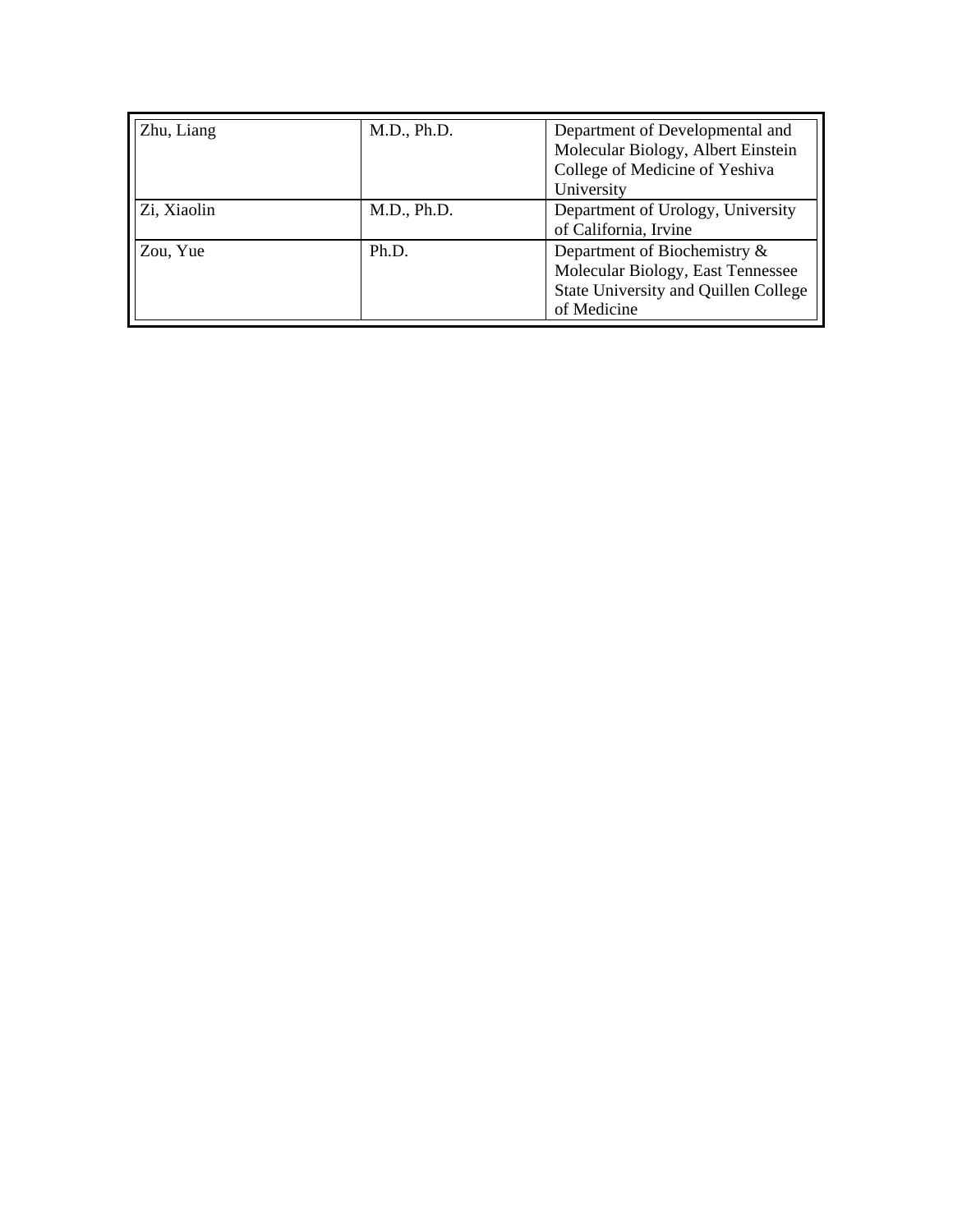| | | |
|---|---|---|
| Zhu, Liang | M.D., Ph.D. | Department of Developmental and Molecular Biology, Albert Einstein College of Medicine of Yeshiva University |
| Zi, Xiaolin | M.D., Ph.D. | Department of Urology, University of California, Irvine |
| Zou, Yue | Ph.D. | Department of Biochemistry & Molecular Biology, East Tennessee State University and Quillen College of Medicine |